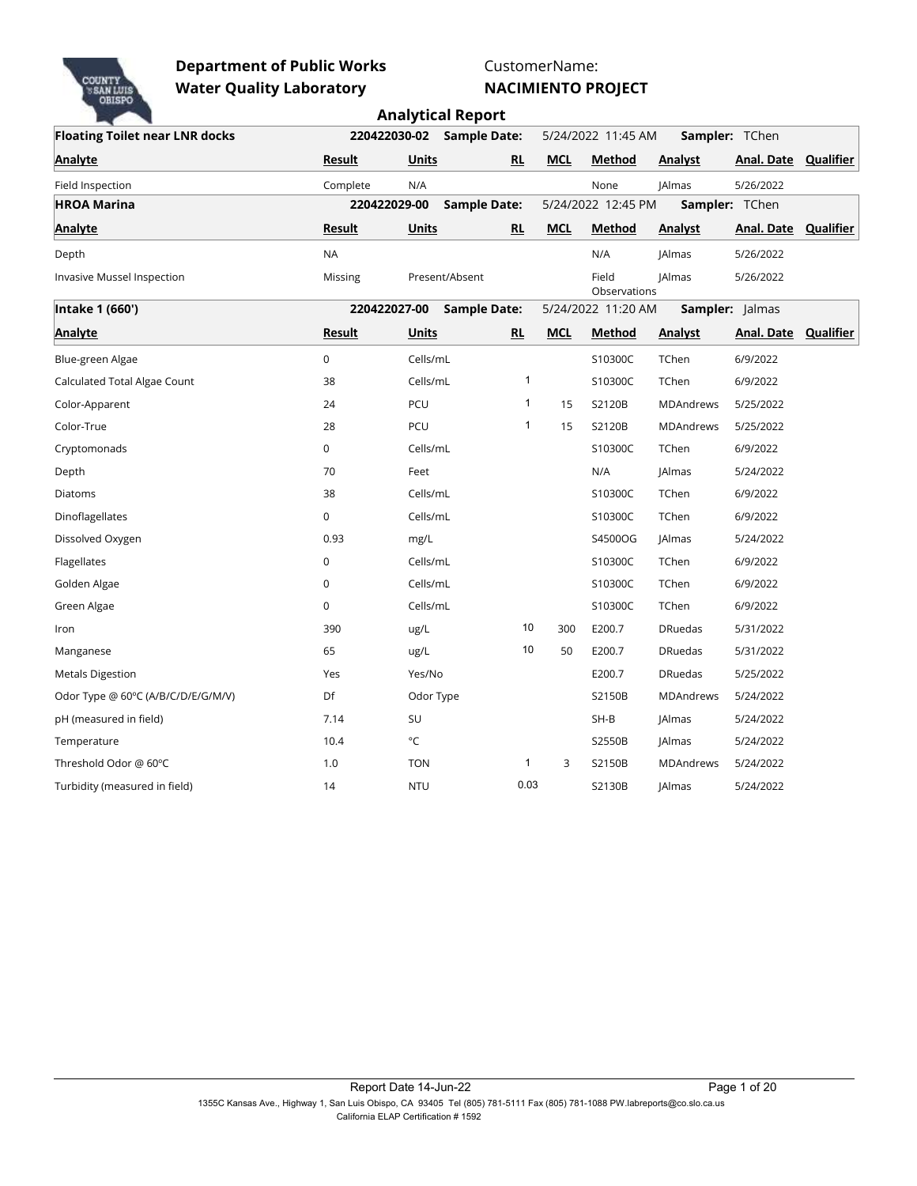**Department of Public Works**
**Water Quality Laboratory**

CustomerName:
**NACIMIENTO PROJECT**

## Analytical Report

| **Floating Toilet near LNR docks** | **220422030-02** | **Sample Date:** | 5/24/2022 11:45 AM | | **Sampler:** TChen | | | |
|---|---|---|---|---|---|---|---|---|
| **Analyte** | **Result** | **Units** | **RL** | **MCL** | **Method** | **Analyst** | **Anal. Date** | **Qualifier** |
| Field Inspection | Complete | N/A | | | None | JAlmas | 5/26/2022 | |

| **HROA Marina** | **220422029-00** | **Sample Date:** | 5/24/2022 12:45 PM | | **Sampler:** TChen | | | |
|---|---|---|---|---|---|---|---|---|
| **Analyte** | **Result** | **Units** | **RL** | **MCL** | **Method** | **Analyst** | **Anal. Date** | **Qualifier** |
| Depth | NA | | | | N/A | JAlmas | 5/26/2022 | |
| Invasive Mussel Inspection | Missing | Present/Absent | | | Field Observations | JAlmas | 5/26/2022 | |

| **Intake 1 (660')** | **220422027-00** | **Sample Date:** | 5/24/2022 11:20 AM | | **Sampler:** Jalmas | | | |
|---|---|---|---|---|---|---|---|---|
| **Analyte** | **Result** | **Units** | **RL** | **MCL** | **Method** | **Analyst** | **Anal. Date** | **Qualifier** |
| Blue-green Algae | 0 | Cells/mL | | | S10300C | TChen | 6/9/2022 | |
| Calculated Total Algae Count | 38 | Cells/mL | 1 | | S10300C | TChen | 6/9/2022 | |
| Color-Apparent | 24 | PCU | 1 | 15 | S2120B | MDAndrews | 5/25/2022 | |
| Color-True | 28 | PCU | 1 | 15 | S2120B | MDAndrews | 5/25/2022 | |
| Cryptomonads | 0 | Cells/mL | | | S10300C | TChen | 6/9/2022 | |
| Depth | 70 | Feet | | | N/A | JAlmas | 5/24/2022 | |
| Diatoms | 38 | Cells/mL | | | S10300C | TChen | 6/9/2022 | |
| Dinoflagellates | 0 | Cells/mL | | | S10300C | TChen | 6/9/2022 | |
| Dissolved Oxygen | 0.93 | mg/L | | | S4500OG | JAlmas | 5/24/2022 | |
| Flagellates | 0 | Cells/mL | | | S10300C | TChen | 6/9/2022 | |
| Golden Algae | 0 | Cells/mL | | | S10300C | TChen | 6/9/2022 | |
| Green Algae | 0 | Cells/mL | | | S10300C | TChen | 6/9/2022 | |
| Iron | 390 | ug/L | 10 | 300 | E200.7 | DRuedas | 5/31/2022 | |
| Manganese | 65 | ug/L | 10 | 50 | E200.7 | DRuedas | 5/31/2022 | |
| Metals Digestion | Yes | Yes/No | | | E200.7 | DRuedas | 5/25/2022 | |
| Odor Type @ 60ºC (A/B/C/D/E/G/M/V) | Df | Odor Type | | | S2150B | MDAndrews | 5/24/2022 | |
| pH (measured in field) | 7.14 | SU | | | SH-B | JAlmas | 5/24/2022 | |
| Temperature | 10.4 | °C | | | S2550B | JAlmas | 5/24/2022 | |
| Threshold Odor @ 60ºC | 1.0 | TON | 1 | 3 | S2150B | MDAndrews | 5/24/2022 | |
| Turbidity (measured in field) | 14 | NTU | 0.03 | | S2130B | JAlmas | 5/24/2022 | |

Report Date 14-Jun-22

1355C Kansas Ave., Highway 1, San Luis Obispo, CA 93405 Tel (805) 781-5111 Fax (805) 781-1088 PW.labreports@co.slo.ca.us
California ELAP Certification # 1592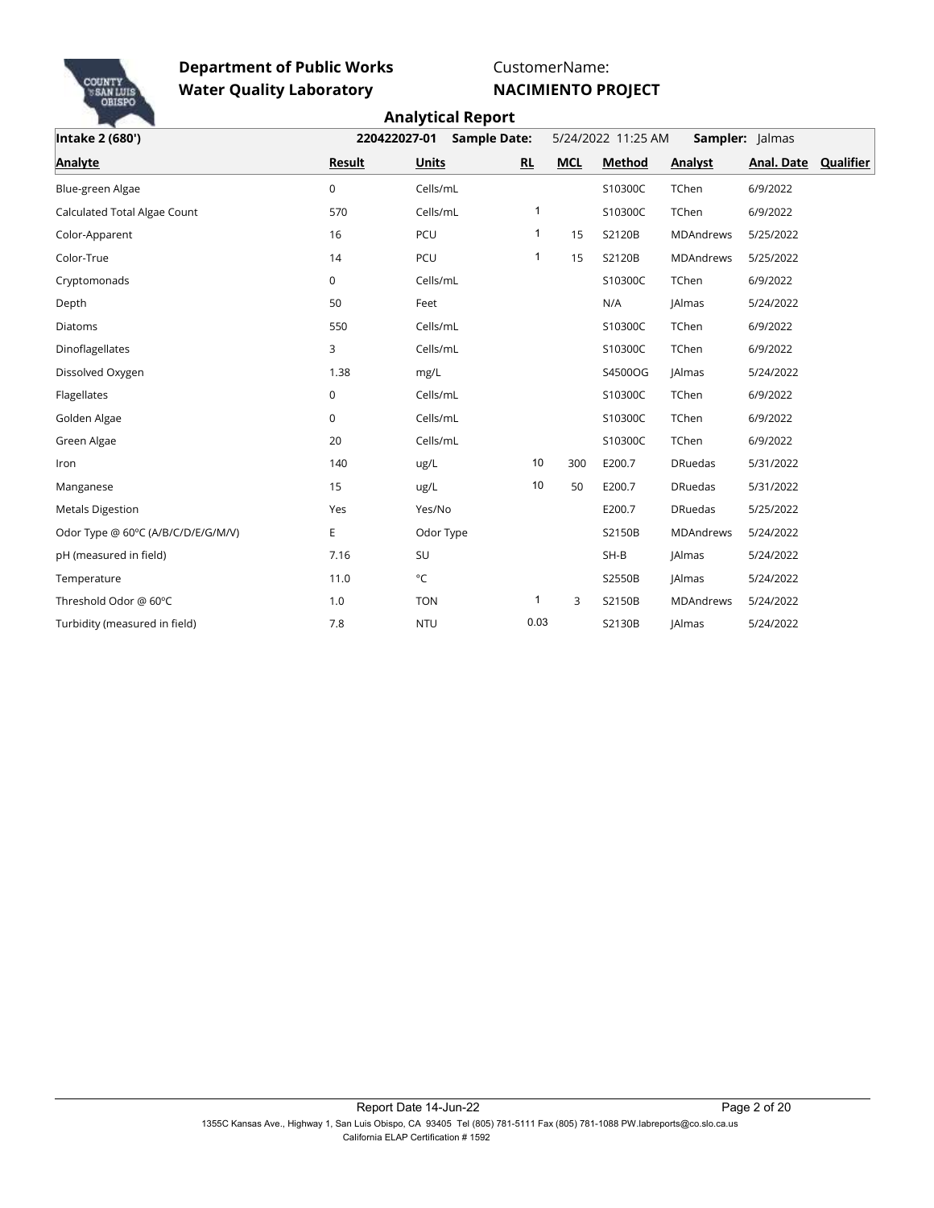**Department of Public Works**
**Water Quality Laboratory**

CustomerName:
**NACIMIENTO PROJECT**

## Analytical Report

**Intake 2 (680')** | **220422027-01** | **Sample Date:** 5/24/2022 11:25 AM | **Sampler:** Jalmas

| Analyte | Result | Units | RL | MCL | Method | Analyst | Anal. Date | Qualifier |
|---|---|---|---|---|---|---|---|---|
| Blue-green Algae | 0 | Cells/mL | | | S10300C | TChen | 6/9/2022 | |
| Calculated Total Algae Count | 570 | Cells/mL | 1 | | S10300C | TChen | 6/9/2022 | |
| Color-Apparent | 16 | PCU | 1 | 15 | S2120B | MDAndrews | 5/25/2022 | |
| Color-True | 14 | PCU | 1 | 15 | S2120B | MDAndrews | 5/25/2022 | |
| Cryptomonads | 0 | Cells/mL | | | S10300C | TChen | 6/9/2022 | |
| Depth | 50 | Feet | | | N/A | JAlmas | 5/24/2022 | |
| Diatoms | 550 | Cells/mL | | | S10300C | TChen | 6/9/2022 | |
| Dinoflagellates | 3 | Cells/mL | | | S10300C | TChen | 6/9/2022 | |
| Dissolved Oxygen | 1.38 | mg/L | | | S4500OG | JAlmas | 5/24/2022 | |
| Flagellates | 0 | Cells/mL | | | S10300C | TChen | 6/9/2022 | |
| Golden Algae | 0 | Cells/mL | | | S10300C | TChen | 6/9/2022 | |
| Green Algae | 20 | Cells/mL | | | S10300C | TChen | 6/9/2022 | |
| Iron | 140 | ug/L | 10 | 300 | E200.7 | DRuedas | 5/31/2022 | |
| Manganese | 15 | ug/L | 10 | 50 | E200.7 | DRuedas | 5/31/2022 | |
| Metals Digestion | Yes | Yes/No | | | E200.7 | DRuedas | 5/25/2022 | |
| Odor Type @ 60ºC (A/B/C/D/E/G/M/V) | E | Odor Type | | | S2150B | MDAndrews | 5/24/2022 | |
| pH (measured in field) | 7.16 | SU | | | SH-B | JAlmas | 5/24/2022 | |
| Temperature | 11.0 | °C | | | S2550B | JAlmas | 5/24/2022 | |
| Threshold Odor @ 60ºC | 1.0 | TON | 1 | 3 | S2150B | MDAndrews | 5/24/2022 | |
| Turbidity (measured in field) | 7.8 | NTU | 0.03 | | S2130B | JAlmas | 5/24/2022 | |

Report Date 14-Jun-22

1355C Kansas Ave., Highway 1, San Luis Obispo, CA 93405 Tel (805) 781-5111 Fax (805) 781-1088 PW.labreports@co.slo.ca.us
California ELAP Certification # 1592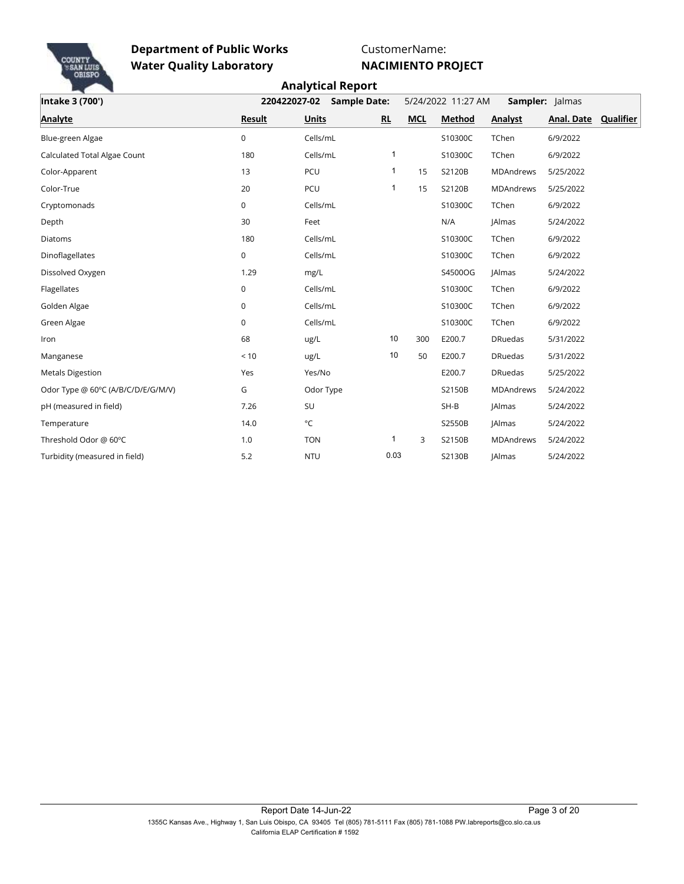**Department of Public Works**
**Water Quality Laboratory**

CustomerName:
**NACIMIENTO PROJECT**

## Analytical Report

| **Intake 3 (700')** | **220422027-02** | **Sample Date:** | 5/24/2022 11:27 AM | | **Sampler:** Jalmas | | | |
|---|---|---|---|---|---|---|---|---|
| **Analyte** | **Result** | **Units** | **RL** | **MCL** | **Method** | **Analyst** | **Anal. Date** | **Qualifier** |
| Blue-green Algae | 0 | Cells/mL | | | S10300C | TChen | 6/9/2022 | |
| Calculated Total Algae Count | 180 | Cells/mL | 1 | | S10300C | TChen | 6/9/2022 | |
| Color-Apparent | 13 | PCU | 1 | 15 | S2120B | MDAndrews | 5/25/2022 | |
| Color-True | 20 | PCU | 1 | 15 | S2120B | MDAndrews | 5/25/2022 | |
| Cryptomonads | 0 | Cells/mL | | | S10300C | TChen | 6/9/2022 | |
| Depth | 30 | Feet | | | N/A | JAlmas | 5/24/2022 | |
| Diatoms | 180 | Cells/mL | | | S10300C | TChen | 6/9/2022 | |
| Dinoflagellates | 0 | Cells/mL | | | S10300C | TChen | 6/9/2022 | |
| Dissolved Oxygen | 1.29 | mg/L | | | S4500OG | JAlmas | 5/24/2022 | |
| Flagellates | 0 | Cells/mL | | | S10300C | TChen | 6/9/2022 | |
| Golden Algae | 0 | Cells/mL | | | S10300C | TChen | 6/9/2022 | |
| Green Algae | 0 | Cells/mL | | | S10300C | TChen | 6/9/2022 | |
| Iron | 68 | ug/L | 10 | 300 | E200.7 | DRuedas | 5/31/2022 | |
| Manganese | < 10 | ug/L | 10 | 50 | E200.7 | DRuedas | 5/31/2022 | |
| Metals Digestion | Yes | Yes/No | | | E200.7 | DRuedas | 5/25/2022 | |
| Odor Type @ 60ºC (A/B/C/D/E/G/M/V) | G | Odor Type | | | S2150B | MDAndrews | 5/24/2022 | |
| pH (measured in field) | 7.26 | SU | | | SH-B | JAlmas | 5/24/2022 | |
| Temperature | 14.0 | °C | | | S2550B | JAlmas | 5/24/2022 | |
| Threshold Odor @ 60ºC | 1.0 | TON | 1 | 3 | S2150B | MDAndrews | 5/24/2022 | |
| Turbidity (measured in field) | 5.2 | NTU | 0.03 | | S2130B | JAlmas | 5/24/2022 | |

Report Date 14-Jun-22

1355C Kansas Ave., Highway 1, San Luis Obispo, CA 93405 Tel (805) 781-5111 Fax (805) 781-1088 PW.labreports@co.slo.ca.us
California ELAP Certification # 1592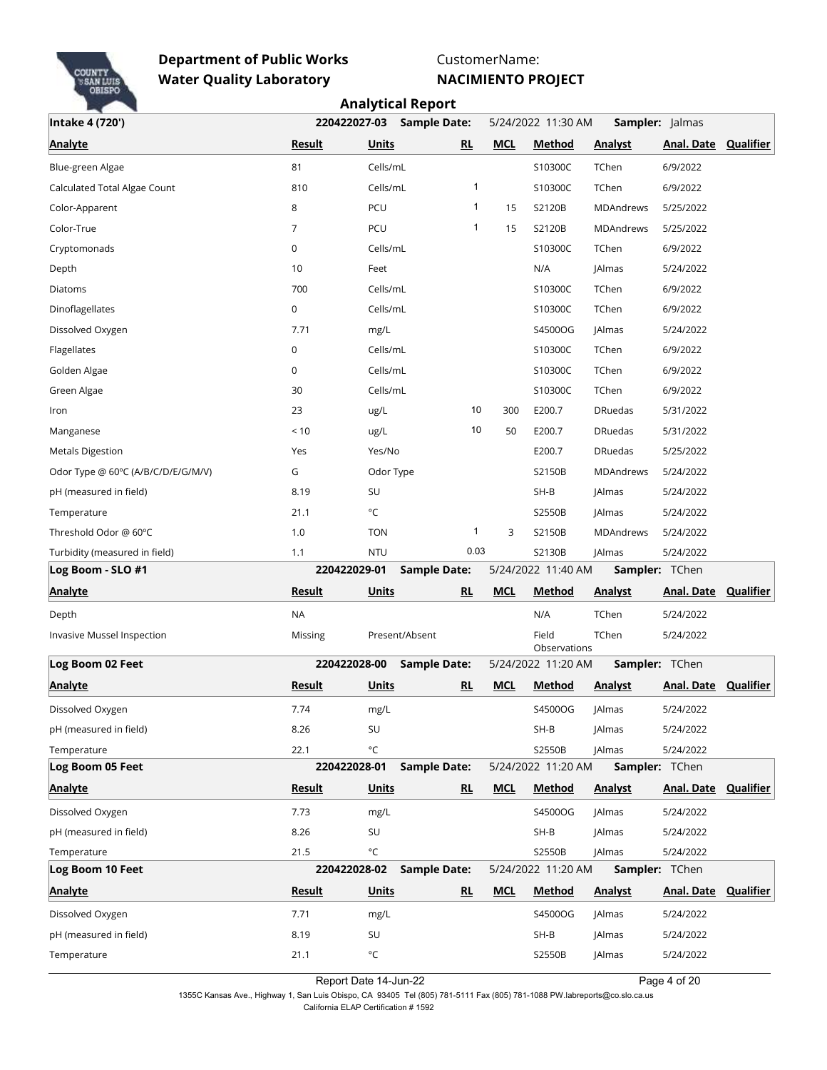**Department of Public Works**
**Water Quality Laboratory**

CustomerName:
**NACIMIENTO PROJECT**

## Analytical Report

**Intake 4 (720')** — 220422027-03 — **Sample Date:** 5/24/2022 11:30 AM — **Sampler:** JAlmas

| Analyte | Result | Units | RL | MCL | Method | Analyst | Anal. Date | Qualifier |
|---|---|---|---|---|---|---|---|---|
| Blue-green Algae | 81 | Cells/mL | | | S10300C | TChen | 6/9/2022 | |
| Calculated Total Algae Count | 810 | Cells/mL | 1 | | S10300C | TChen | 6/9/2022 | |
| Color-Apparent | 8 | PCU | 1 | 15 | S2120B | MDAndrews | 5/25/2022 | |
| Color-True | 7 | PCU | 1 | 15 | S2120B | MDAndrews | 5/25/2022 | |
| Cryptomonads | 0 | Cells/mL | | | S10300C | TChen | 6/9/2022 | |
| Depth | 10 | Feet | | | N/A | JAlmas | 5/24/2022 | |
| Diatoms | 700 | Cells/mL | | | S10300C | TChen | 6/9/2022 | |
| Dinoflagellates | 0 | Cells/mL | | | S10300C | TChen | 6/9/2022 | |
| Dissolved Oxygen | 7.71 | mg/L | | | S4500OG | JAlmas | 5/24/2022 | |
| Flagellates | 0 | Cells/mL | | | S10300C | TChen | 6/9/2022 | |
| Golden Algae | 0 | Cells/mL | | | S10300C | TChen | 6/9/2022 | |
| Green Algae | 30 | Cells/mL | | | S10300C | TChen | 6/9/2022 | |
| Iron | 23 | ug/L | 10 | 300 | E200.7 | DRuedas | 5/31/2022 | |
| Manganese | < 10 | ug/L | 10 | 50 | E200.7 | DRuedas | 5/31/2022 | |
| Metals Digestion | Yes | Yes/No | | | E200.7 | DRuedas | 5/25/2022 | |
| Odor Type @ 60ºC (A/B/C/D/E/G/M/V) | G | Odor Type | | | S2150B | MDAndrews | 5/24/2022 | |
| pH (measured in field) | 8.19 | SU | | | SH-B | JAlmas | 5/24/2022 | |
| Temperature | 21.1 | °C | | | S2550B | JAlmas | 5/24/2022 | |
| Threshold Odor @ 60ºC | 1.0 | TON | 1 | 3 | S2150B | MDAndrews | 5/24/2022 | |
| Turbidity (measured in field) | 1.1 | NTU | 0.03 | | S2130B | JAlmas | 5/24/2022 | |

**Log Boom - SLO #1** — 220422029-01 — **Sample Date:** 5/24/2022 11:40 AM — **Sampler:** TChen

| Analyte | Result | Units | RL | MCL | Method | Analyst | Anal. Date | Qualifier |
|---|---|---|---|---|---|---|---|---|
| Depth | NA | | | | N/A | TChen | 5/24/2022 | |
| Invasive Mussel Inspection | Missing | Present/Absent | | | Field Observations | TChen | 5/24/2022 | |

**Log Boom 02 Feet** — 220422028-00 — **Sample Date:** 5/24/2022 11:20 AM — **Sampler:** TChen

| Analyte | Result | Units | RL | MCL | Method | Analyst | Anal. Date | Qualifier |
|---|---|---|---|---|---|---|---|---|
| Dissolved Oxygen | 7.74 | mg/L | | | S4500OG | JAlmas | 5/24/2022 | |
| pH (measured in field) | 8.26 | SU | | | SH-B | JAlmas | 5/24/2022 | |
| Temperature | 22.1 | °C | | | S2550B | JAlmas | 5/24/2022 | |

**Log Boom 05 Feet** — 220422028-01 — **Sample Date:** 5/24/2022 11:20 AM — **Sampler:** TChen

| Analyte | Result | Units | RL | MCL | Method | Analyst | Anal. Date | Qualifier |
|---|---|---|---|---|---|---|---|---|
| Dissolved Oxygen | 7.73 | mg/L | | | S4500OG | JAlmas | 5/24/2022 | |
| pH (measured in field) | 8.26 | SU | | | SH-B | JAlmas | 5/24/2022 | |
| Temperature | 21.5 | °C | | | S2550B | JAlmas | 5/24/2022 | |

**Log Boom 10 Feet** — 220422028-02 — **Sample Date:** 5/24/2022 11:20 AM — **Sampler:** TChen

| Analyte | Result | Units | RL | MCL | Method | Analyst | Anal. Date | Qualifier |
|---|---|---|---|---|---|---|---|---|
| Dissolved Oxygen | 7.71 | mg/L | | | S4500OG | JAlmas | 5/24/2022 | |
| pH (measured in field) | 8.19 | SU | | | SH-B | JAlmas | 5/24/2022 | |
| Temperature | 21.1 | °C | | | S2550B | JAlmas | 5/24/2022 | |

Report Date 14-Jun-22

1355C Kansas Ave., Highway 1, San Luis Obispo, CA 93405 Tel (805) 781-5111 Fax (805) 781-1088 PW.labreports@co.slo.ca.us
California ELAP Certification # 1592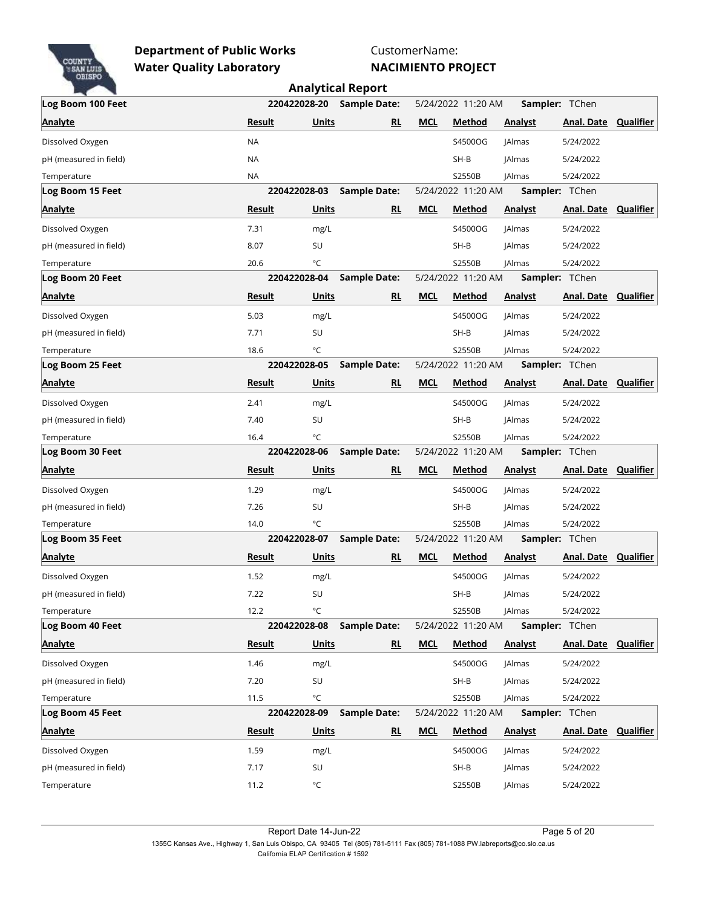**Department of Public Works**
**Water Quality Laboratory**

CustomerName:
**NACIMIENTO PROJECT**

## Analytical Report

| Log Boom 100 Feet | | 220422028-20 | Sample Date: | 5/24/2022 11:20 AM | | Sampler: TChen | | |
|---|---|---|---|---|---|---|---|---|
| **Analyte** | **Result** | **Units** | **RL** | **MCL** | **Method** | **Analyst** | **Anal. Date** | **Qualifier** |
| Dissolved Oxygen | NA | | | | S4500OG | JAlmas | 5/24/2022 | |
| pH (measured in field) | NA | | | | SH-B | JAlmas | 5/24/2022 | |
| Temperature | NA | | | | S2550B | JAlmas | 5/24/2022 | |

| Log Boom 15 Feet | | 220422028-03 | Sample Date: | 5/24/2022 11:20 AM | | Sampler: TChen | | |
|---|---|---|---|---|---|---|---|---|
| **Analyte** | **Result** | **Units** | **RL** | **MCL** | **Method** | **Analyst** | **Anal. Date** | **Qualifier** |
| Dissolved Oxygen | 7.31 | mg/L | | | S4500OG | JAlmas | 5/24/2022 | |
| pH (measured in field) | 8.07 | SU | | | SH-B | JAlmas | 5/24/2022 | |
| Temperature | 20.6 | °C | | | S2550B | JAlmas | 5/24/2022 | |

| Log Boom 20 Feet | | 220422028-04 | Sample Date: | 5/24/2022 11:20 AM | | Sampler: TChen | | |
|---|---|---|---|---|---|---|---|---|
| **Analyte** | **Result** | **Units** | **RL** | **MCL** | **Method** | **Analyst** | **Anal. Date** | **Qualifier** |
| Dissolved Oxygen | 5.03 | mg/L | | | S4500OG | JAlmas | 5/24/2022 | |
| pH (measured in field) | 7.71 | SU | | | SH-B | JAlmas | 5/24/2022 | |
| Temperature | 18.6 | °C | | | S2550B | JAlmas | 5/24/2022 | |

| Log Boom 25 Feet | | 220422028-05 | Sample Date: | 5/24/2022 11:20 AM | | Sampler: TChen | | |
|---|---|---|---|---|---|---|---|---|
| **Analyte** | **Result** | **Units** | **RL** | **MCL** | **Method** | **Analyst** | **Anal. Date** | **Qualifier** |
| Dissolved Oxygen | 2.41 | mg/L | | | S4500OG | JAlmas | 5/24/2022 | |
| pH (measured in field) | 7.40 | SU | | | SH-B | JAlmas | 5/24/2022 | |
| Temperature | 16.4 | °C | | | S2550B | JAlmas | 5/24/2022 | |

| Log Boom 30 Feet | | 220422028-06 | Sample Date: | 5/24/2022 11:20 AM | | Sampler: TChen | | |
|---|---|---|---|---|---|---|---|---|
| **Analyte** | **Result** | **Units** | **RL** | **MCL** | **Method** | **Analyst** | **Anal. Date** | **Qualifier** |
| Dissolved Oxygen | 1.29 | mg/L | | | S4500OG | JAlmas | 5/24/2022 | |
| pH (measured in field) | 7.26 | SU | | | SH-B | JAlmas | 5/24/2022 | |
| Temperature | 14.0 | °C | | | S2550B | JAlmas | 5/24/2022 | |

| Log Boom 35 Feet | | 220422028-07 | Sample Date: | 5/24/2022 11:20 AM | | Sampler: TChen | | |
|---|---|---|---|---|---|---|---|---|
| **Analyte** | **Result** | **Units** | **RL** | **MCL** | **Method** | **Analyst** | **Anal. Date** | **Qualifier** |
| Dissolved Oxygen | 1.52 | mg/L | | | S4500OG | JAlmas | 5/24/2022 | |
| pH (measured in field) | 7.22 | SU | | | SH-B | JAlmas | 5/24/2022 | |
| Temperature | 12.2 | °C | | | S2550B | JAlmas | 5/24/2022 | |

| Log Boom 40 Feet | | 220422028-08 | Sample Date: | 5/24/2022 11:20 AM | | Sampler: TChen | | |
|---|---|---|---|---|---|---|---|---|
| **Analyte** | **Result** | **Units** | **RL** | **MCL** | **Method** | **Analyst** | **Anal. Date** | **Qualifier** |
| Dissolved Oxygen | 1.46 | mg/L | | | S4500OG | JAlmas | 5/24/2022 | |
| pH (measured in field) | 7.20 | SU | | | SH-B | JAlmas | 5/24/2022 | |
| Temperature | 11.5 | °C | | | S2550B | JAlmas | 5/24/2022 | |

| Log Boom 45 Feet | | 220422028-09 | Sample Date: | 5/24/2022 11:20 AM | | Sampler: TChen | | |
|---|---|---|---|---|---|---|---|---|
| **Analyte** | **Result** | **Units** | **RL** | **MCL** | **Method** | **Analyst** | **Anal. Date** | **Qualifier** |
| Dissolved Oxygen | 1.59 | mg/L | | | S4500OG | JAlmas | 5/24/2022 | |
| pH (measured in field) | 7.17 | SU | | | SH-B | JAlmas | 5/24/2022 | |
| Temperature | 11.2 | °C | | | S2550B | JAlmas | 5/24/2022 | |

Report Date 14-Jun-22

1355C Kansas Ave., Highway 1, San Luis Obispo, CA 93405 Tel (805) 781-5111 Fax (805) 781-1088 PW.labreports@co.slo.ca.us
California ELAP Certification # 1592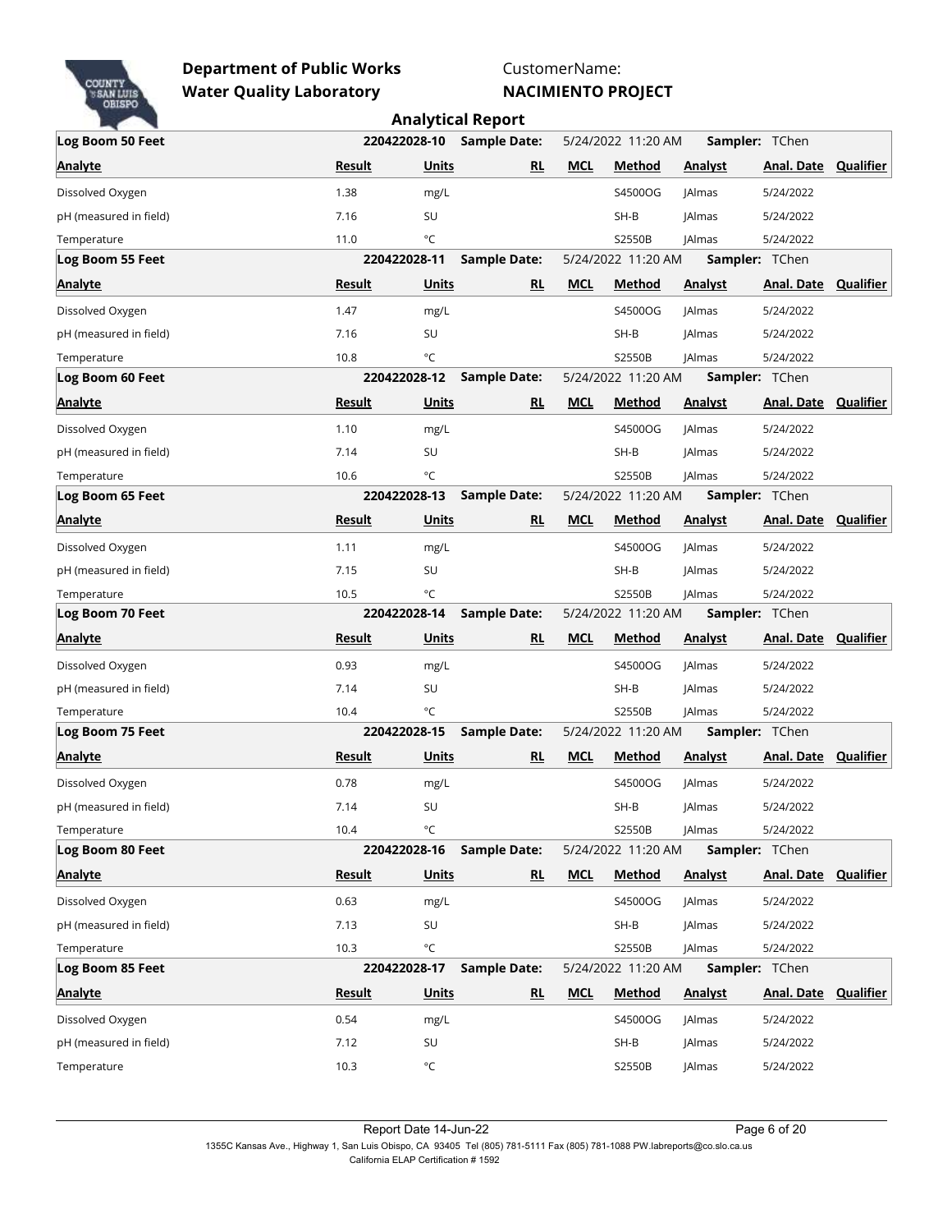**Department of Public Works**
**Water Quality Laboratory**

CustomerName:
**NACIMIENTO PROJECT**

## Analytical Report

| **Log Boom 50 Feet** | **220422028-10** | **Sample Date:** | 5/24/2022 11:20 AM | | **Sampler:** TChen | | | |
|---|---|---|---|---|---|---|---|---|
| **Analyte** | **Result** | **Units** | **RL** | **MCL** | **Method** | **Analyst** | **Anal. Date** | **Qualifier** |
| Dissolved Oxygen | 1.38 | mg/L | | | S4500OG | JAlmas | 5/24/2022 | |
| pH (measured in field) | 7.16 | SU | | | SH-B | JAlmas | 5/24/2022 | |
| Temperature | 11.0 | °C | | | S2550B | JAlmas | 5/24/2022 | |

| **Log Boom 55 Feet** | **220422028-11** | **Sample Date:** | 5/24/2022 11:20 AM | | **Sampler:** TChen | | | |
|---|---|---|---|---|---|---|---|---|
| **Analyte** | **Result** | **Units** | **RL** | **MCL** | **Method** | **Analyst** | **Anal. Date** | **Qualifier** |
| Dissolved Oxygen | 1.47 | mg/L | | | S4500OG | JAlmas | 5/24/2022 | |
| pH (measured in field) | 7.16 | SU | | | SH-B | JAlmas | 5/24/2022 | |
| Temperature | 10.8 | °C | | | S2550B | JAlmas | 5/24/2022 | |

| **Log Boom 60 Feet** | **220422028-12** | **Sample Date:** | 5/24/2022 11:20 AM | | **Sampler:** TChen | | | |
|---|---|---|---|---|---|---|---|---|
| **Analyte** | **Result** | **Units** | **RL** | **MCL** | **Method** | **Analyst** | **Anal. Date** | **Qualifier** |
| Dissolved Oxygen | 1.10 | mg/L | | | S4500OG | JAlmas | 5/24/2022 | |
| pH (measured in field) | 7.14 | SU | | | SH-B | JAlmas | 5/24/2022 | |
| Temperature | 10.6 | °C | | | S2550B | JAlmas | 5/24/2022 | |

| **Log Boom 65 Feet** | **220422028-13** | **Sample Date:** | 5/24/2022 11:20 AM | | **Sampler:** TChen | | | |
|---|---|---|---|---|---|---|---|---|
| **Analyte** | **Result** | **Units** | **RL** | **MCL** | **Method** | **Analyst** | **Anal. Date** | **Qualifier** |
| Dissolved Oxygen | 1.11 | mg/L | | | S4500OG | JAlmas | 5/24/2022 | |
| pH (measured in field) | 7.15 | SU | | | SH-B | JAlmas | 5/24/2022 | |
| Temperature | 10.5 | °C | | | S2550B | JAlmas | 5/24/2022 | |

| **Log Boom 70 Feet** | **220422028-14** | **Sample Date:** | 5/24/2022 11:20 AM | | **Sampler:** TChen | | | |
|---|---|---|---|---|---|---|---|---|
| **Analyte** | **Result** | **Units** | **RL** | **MCL** | **Method** | **Analyst** | **Anal. Date** | **Qualifier** |
| Dissolved Oxygen | 0.93 | mg/L | | | S4500OG | JAlmas | 5/24/2022 | |
| pH (measured in field) | 7.14 | SU | | | SH-B | JAlmas | 5/24/2022 | |
| Temperature | 10.4 | °C | | | S2550B | JAlmas | 5/24/2022 | |

| **Log Boom 75 Feet** | **220422028-15** | **Sample Date:** | 5/24/2022 11:20 AM | | **Sampler:** TChen | | | |
|---|---|---|---|---|---|---|---|---|
| **Analyte** | **Result** | **Units** | **RL** | **MCL** | **Method** | **Analyst** | **Anal. Date** | **Qualifier** |
| Dissolved Oxygen | 0.78 | mg/L | | | S4500OG | JAlmas | 5/24/2022 | |
| pH (measured in field) | 7.14 | SU | | | SH-B | JAlmas | 5/24/2022 | |
| Temperature | 10.4 | °C | | | S2550B | JAlmas | 5/24/2022 | |

| **Log Boom 80 Feet** | **220422028-16** | **Sample Date:** | 5/24/2022 11:20 AM | | **Sampler:** TChen | | | |
|---|---|---|---|---|---|---|---|---|
| **Analyte** | **Result** | **Units** | **RL** | **MCL** | **Method** | **Analyst** | **Anal. Date** | **Qualifier** |
| Dissolved Oxygen | 0.63 | mg/L | | | S4500OG | JAlmas | 5/24/2022 | |
| pH (measured in field) | 7.13 | SU | | | SH-B | JAlmas | 5/24/2022 | |
| Temperature | 10.3 | °C | | | S2550B | JAlmas | 5/24/2022 | |

| **Log Boom 85 Feet** | **220422028-17** | **Sample Date:** | 5/24/2022 11:20 AM | | **Sampler:** TChen | | | |
|---|---|---|---|---|---|---|---|---|
| **Analyte** | **Result** | **Units** | **RL** | **MCL** | **Method** | **Analyst** | **Anal. Date** | **Qualifier** |
| Dissolved Oxygen | 0.54 | mg/L | | | S4500OG | JAlmas | 5/24/2022 | |
| pH (measured in field) | 7.12 | SU | | | SH-B | JAlmas | 5/24/2022 | |
| Temperature | 10.3 | °C | | | S2550B | JAlmas | 5/24/2022 | |

Report Date 14-Jun-22

1355C Kansas Ave., Highway 1, San Luis Obispo, CA 93405 Tel (805) 781-5111 Fax (805) 781-1088 PW.labreports@co.slo.ca.us
California ELAP Certification # 1592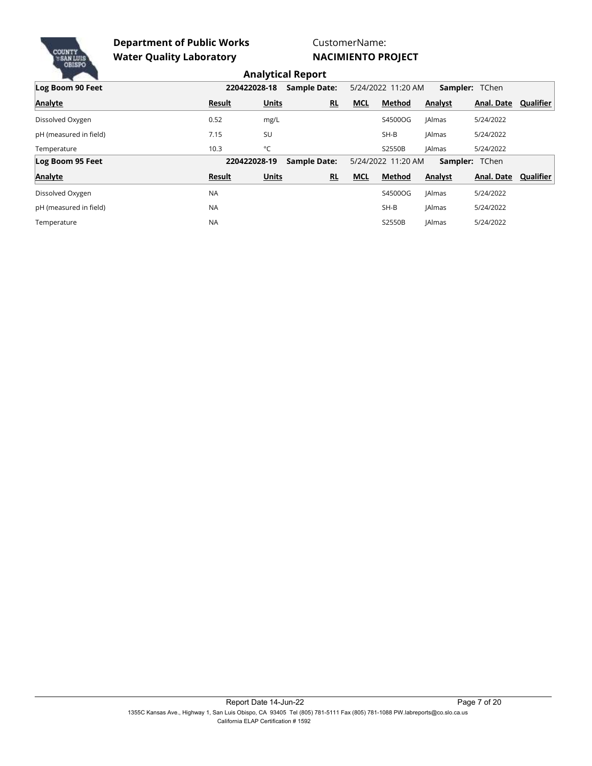**Department of Public Works**
**Water Quality Laboratory**

CustomerName:
**NACIMIENTO PROJECT**

## Analytical Report

| **Log Boom 90 Feet** | **220422028-18** | | **Sample Date:** | 5/24/2022 11:20 AM | | **Sampler:** TChen | | |
|---|---|---|---|---|---|---|---|---|
| **Analyte** | **Result** | **Units** | **RL** | **MCL** | **Method** | **Analyst** | **Anal. Date** | **Qualifier** |
| Dissolved Oxygen | 0.52 | mg/L | | | S4500OG | JAlmas | 5/24/2022 | |
| pH (measured in field) | 7.15 | SU | | | SH-B | JAlmas | 5/24/2022 | |
| Temperature | 10.3 | °C | | | S2550B | JAlmas | 5/24/2022 | |

| **Log Boom 95 Feet** | **220422028-19** | | **Sample Date:** | 5/24/2022 11:20 AM | | **Sampler:** TChen | | |
|---|---|---|---|---|---|---|---|---|
| **Analyte** | **Result** | **Units** | **RL** | **MCL** | **Method** | **Analyst** | **Anal. Date** | **Qualifier** |
| Dissolved Oxygen | NA | | | | S4500OG | JAlmas | 5/24/2022 | |
| pH (measured in field) | NA | | | | SH-B | JAlmas | 5/24/2022 | |
| Temperature | NA | | | | S2550B | JAlmas | 5/24/2022 | |

Report Date 14-Jun-22

1355C Kansas Ave., Highway 1, San Luis Obispo, CA 93405 Tel (805) 781-5111 Fax (805) 781-1088 PW.labreports@co.slo.ca.us
California ELAP Certification # 1592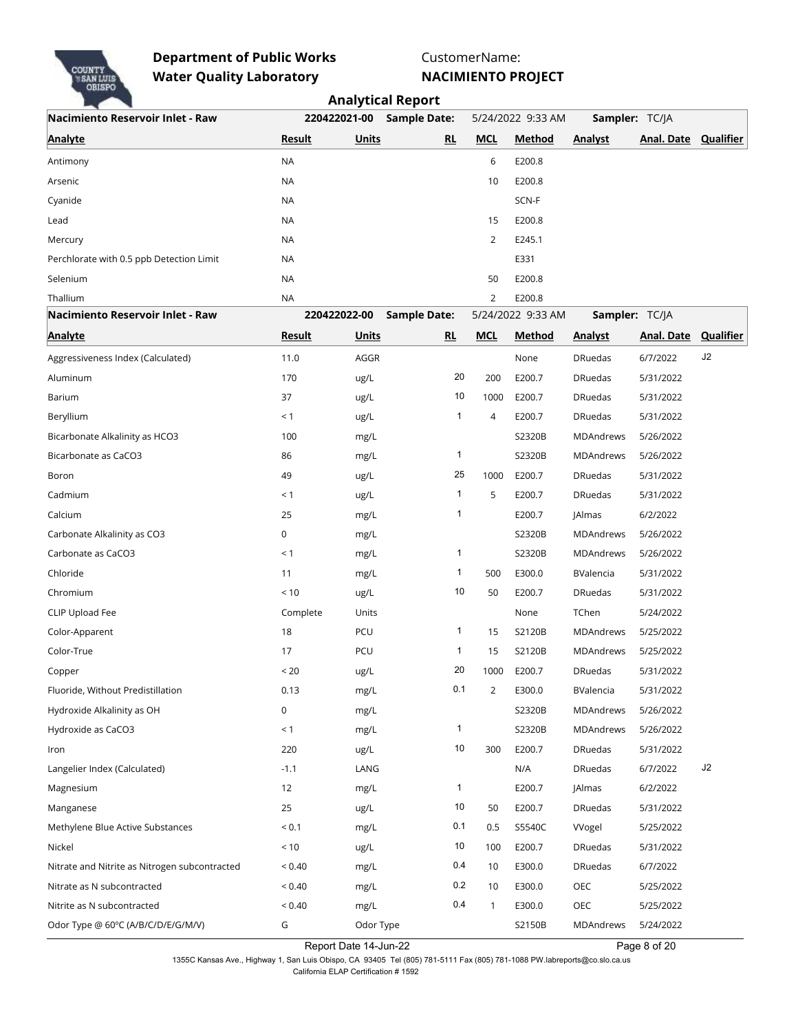**Department of Public Works**
**Water Quality Laboratory**

CustomerName:
**NACIMIENTO PROJECT**

## Analytical Report

| Nacimiento Reservoir Inlet - Raw | 220422021-00 | Sample Date: | | 5/24/2022 9:33 AM | | Sampler: TC/JA | | |
|---|---|---|---|---|---|---|---|---|
| **Analyte** | **Result** | **Units** | **RL** | **MCL** | **Method** | **Analyst** | **Anal. Date** | **Qualifier** |
| Antimony | NA | | | 6 | E200.8 | | | |
| Arsenic | NA | | | 10 | E200.8 | | | |
| Cyanide | NA | | | | SCN-F | | | |
| Lead | NA | | | 15 | E200.8 | | | |
| Mercury | NA | | | 2 | E245.1 | | | |
| Perchlorate with 0.5 ppb Detection Limit | NA | | | | E331 | | | |
| Selenium | NA | | | 50 | E200.8 | | | |
| Thallium | NA | | | 2 | E200.8 | | | |

| Nacimiento Reservoir Inlet - Raw | 220422022-00 | Sample Date: | | 5/24/2022 9:33 AM | | Sampler: TC/JA | | |
|---|---|---|---|---|---|---|---|---|
| **Analyte** | **Result** | **Units** | **RL** | **MCL** | **Method** | **Analyst** | **Anal. Date** | **Qualifier** |
| Aggressiveness Index (Calculated) | 11.0 | AGGR | | | None | DRuedas | 6/7/2022 | J2 |
| Aluminum | 170 | ug/L | 20 | 200 | E200.7 | DRuedas | 5/31/2022 | |
| Barium | 37 | ug/L | 10 | 1000 | E200.7 | DRuedas | 5/31/2022 | |
| Beryllium | < 1 | ug/L | 1 | 4 | E200.7 | DRuedas | 5/31/2022 | |
| Bicarbonate Alkalinity as HCO3 | 100 | mg/L | | | S2320B | MDAndrews | 5/26/2022 | |
| Bicarbonate as CaCO3 | 86 | mg/L | 1 | | S2320B | MDAndrews | 5/26/2022 | |
| Boron | 49 | ug/L | 25 | 1000 | E200.7 | DRuedas | 5/31/2022 | |
| Cadmium | < 1 | ug/L | 1 | 5 | E200.7 | DRuedas | 5/31/2022 | |
| Calcium | 25 | mg/L | 1 | | E200.7 | JAlmas | 6/2/2022 | |
| Carbonate Alkalinity as CO3 | 0 | mg/L | | | S2320B | MDAndrews | 5/26/2022 | |
| Carbonate as CaCO3 | < 1 | mg/L | 1 | | S2320B | MDAndrews | 5/26/2022 | |
| Chloride | 11 | mg/L | 1 | 500 | E300.0 | BValencia | 5/31/2022 | |
| Chromium | < 10 | ug/L | 10 | 50 | E200.7 | DRuedas | 5/31/2022 | |
| CLIP Upload Fee | Complete | Units | | | None | TChen | 5/24/2022 | |
| Color-Apparent | 18 | PCU | 1 | 15 | S2120B | MDAndrews | 5/25/2022 | |
| Color-True | 17 | PCU | 1 | 15 | S2120B | MDAndrews | 5/25/2022 | |
| Copper | < 20 | ug/L | 20 | 1000 | E200.7 | DRuedas | 5/31/2022 | |
| Fluoride, Without Predistillation | 0.13 | mg/L | 0.1 | 2 | E300.0 | BValencia | 5/31/2022 | |
| Hydroxide Alkalinity as OH | 0 | mg/L | | | S2320B | MDAndrews | 5/26/2022 | |
| Hydroxide as CaCO3 | < 1 | mg/L | 1 | | S2320B | MDAndrews | 5/26/2022 | |
| Iron | 220 | ug/L | 10 | 300 | E200.7 | DRuedas | 5/31/2022 | |
| Langelier Index (Calculated) | -1.1 | LANG | | | N/A | DRuedas | 6/7/2022 | J2 |
| Magnesium | 12 | mg/L | 1 | | E200.7 | JAlmas | 6/2/2022 | |
| Manganese | 25 | ug/L | 10 | 50 | E200.7 | DRuedas | 5/31/2022 | |
| Methylene Blue Active Substances | < 0.1 | mg/L | 0.1 | 0.5 | S5540C | VVogel | 5/25/2022 | |
| Nickel | < 10 | ug/L | 10 | 100 | E200.7 | DRuedas | 5/31/2022 | |
| Nitrate and Nitrite as Nitrogen subcontracted | < 0.40 | mg/L | 0.4 | 10 | E300.0 | DRuedas | 6/7/2022 | |
| Nitrate as N subcontracted | < 0.40 | mg/L | 0.2 | 10 | E300.0 | OEC | 5/25/2022 | |
| Nitrite as N subcontracted | < 0.40 | mg/L | 0.4 | 1 | E300.0 | OEC | 5/25/2022 | |
| Odor Type @ 60ºC (A/B/C/D/E/G/M/V) | G | Odor Type | | | S2150B | MDAndrews | 5/24/2022 | |

Report Date 14-Jun-22

1355C Kansas Ave., Highway 1, San Luis Obispo, CA 93405 Tel (805) 781-5111 Fax (805) 781-1088 PW.labreports@co.slo.ca.us
California ELAP Certification # 1592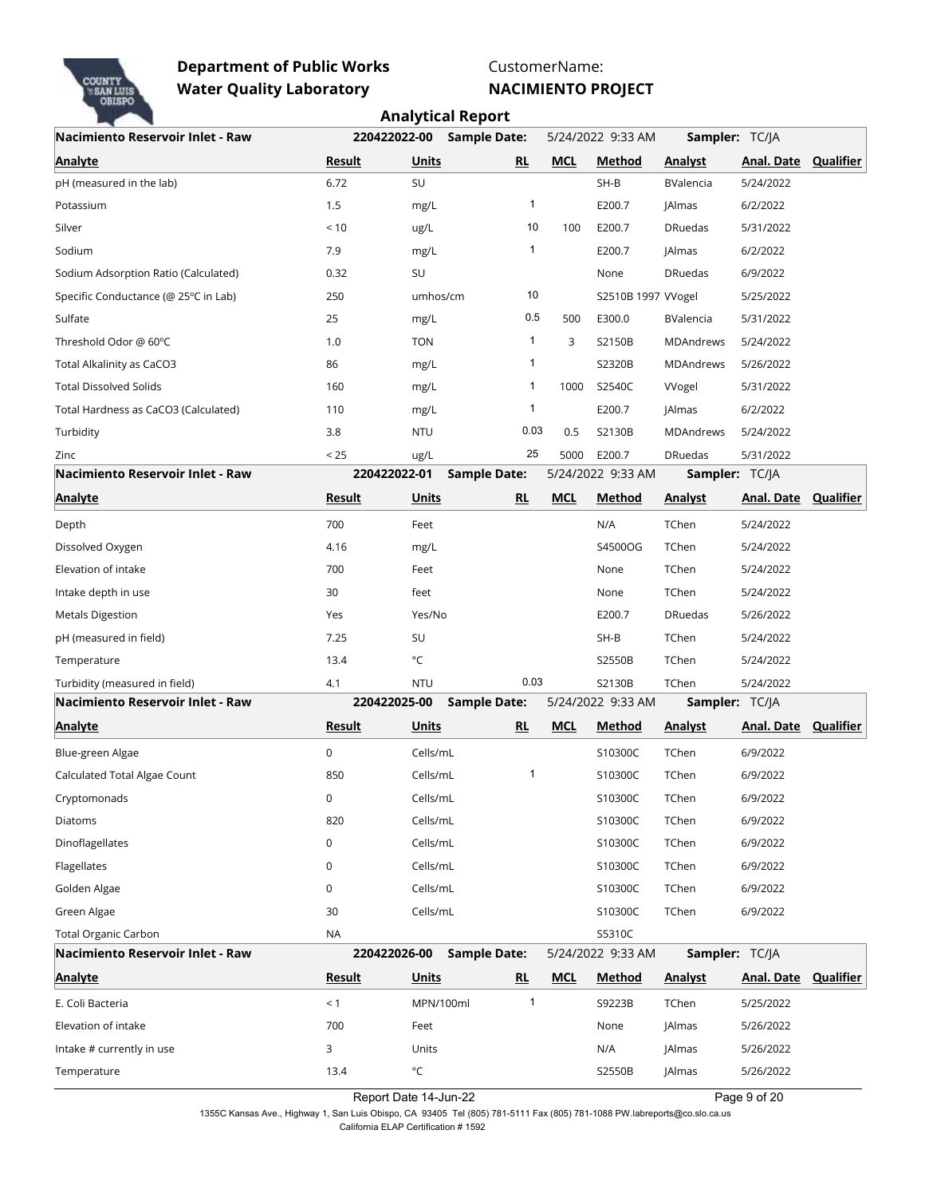**Department of Public Works**
**Water Quality Laboratory**

CustomerName:
**NACIMIENTO PROJECT**

## Analytical Report

| Nacimiento Reservoir Inlet - Raw | 220422022-00 | Sample Date: | | 5/24/2022 9:33 AM | | Sampler: TC/JA | | |
|---|---|---|---|---|---|---|---|---|
| **Analyte** | **Result** | **Units** | **RL** | **MCL** | **Method** | **Analyst** | **Anal. Date** | **Qualifier** |
| pH (measured in the lab) | 6.72 | SU | | | SH-B | BValencia | 5/24/2022 | |
| Potassium | 1.5 | mg/L | 1 | | E200.7 | JAlmas | 6/2/2022 | |
| Silver | < 10 | ug/L | 10 | 100 | E200.7 | DRuedas | 5/31/2022 | |
| Sodium | 7.9 | mg/L | 1 | | E200.7 | JAlmas | 6/2/2022 | |
| Sodium Adsorption Ratio (Calculated) | 0.32 | SU | | | None | DRuedas | 6/9/2022 | |
| Specific Conductance (@ 25°C in Lab) | 250 | umhos/cm | 10 | | S2510B 1997 | VVogel | 5/25/2022 | |
| Sulfate | 25 | mg/L | 0.5 | 500 | E300.0 | BValencia | 5/31/2022 | |
| Threshold Odor @ 60°C | 1.0 | TON | 1 | 3 | S2150B | MDAndrews | 5/24/2022 | |
| Total Alkalinity as CaCO3 | 86 | mg/L | 1 | | S2320B | MDAndrews | 5/26/2022 | |
| Total Dissolved Solids | 160 | mg/L | 1 | 1000 | S2540C | VVogel | 5/31/2022 | |
| Total Hardness as CaCO3 (Calculated) | 110 | mg/L | 1 | | E200.7 | JAlmas | 6/2/2022 | |
| Turbidity | 3.8 | NTU | 0.03 | 0.5 | S2130B | MDAndrews | 5/24/2022 | |
| Zinc | < 25 | ug/L | 25 | 5000 | E200.7 | DRuedas | 5/31/2022 | |

| Nacimiento Reservoir Inlet - Raw | 220422022-01 | Sample Date: | | 5/24/2022 9:33 AM | | Sampler: TC/JA | | |
|---|---|---|---|---|---|---|---|---|
| **Analyte** | **Result** | **Units** | **RL** | **MCL** | **Method** | **Analyst** | **Anal. Date** | **Qualifier** |
| Depth | 700 | Feet | | | N/A | TChen | 5/24/2022 | |
| Dissolved Oxygen | 4.16 | mg/L | | | S4500OG | TChen | 5/24/2022 | |
| Elevation of intake | 700 | Feet | | | None | TChen | 5/24/2022 | |
| Intake depth in use | 30 | feet | | | None | TChen | 5/24/2022 | |
| Metals Digestion | Yes | Yes/No | | | E200.7 | DRuedas | 5/26/2022 | |
| pH (measured in field) | 7.25 | SU | | | SH-B | TChen | 5/24/2022 | |
| Temperature | 13.4 | °C | | | S2550B | TChen | 5/24/2022 | |
| Turbidity (measured in field) | 4.1 | NTU | 0.03 | | S2130B | TChen | 5/24/2022 | |

| Nacimiento Reservoir Inlet - Raw | 220422025-00 | Sample Date: | | 5/24/2022 9:33 AM | | Sampler: TC/JA | | |
|---|---|---|---|---|---|---|---|---|
| **Analyte** | **Result** | **Units** | **RL** | **MCL** | **Method** | **Analyst** | **Anal. Date** | **Qualifier** |
| Blue-green Algae | 0 | Cells/mL | | | S10300C | TChen | 6/9/2022 | |
| Calculated Total Algae Count | 850 | Cells/mL | 1 | | S10300C | TChen | 6/9/2022 | |
| Cryptomonads | 0 | Cells/mL | | | S10300C | TChen | 6/9/2022 | |
| Diatoms | 820 | Cells/mL | | | S10300C | TChen | 6/9/2022 | |
| Dinoflagellates | 0 | Cells/mL | | | S10300C | TChen | 6/9/2022 | |
| Flagellates | 0 | Cells/mL | | | S10300C | TChen | 6/9/2022 | |
| Golden Algae | 0 | Cells/mL | | | S10300C | TChen | 6/9/2022 | |
| Green Algae | 30 | Cells/mL | | | S10300C | TChen | 6/9/2022 | |
| Total Organic Carbon | NA | | | | S5310C | | | |

| Nacimiento Reservoir Inlet - Raw | 220422026-00 | Sample Date: | | 5/24/2022 9:33 AM | | Sampler: TC/JA | | |
|---|---|---|---|---|---|---|---|---|
| **Analyte** | **Result** | **Units** | **RL** | **MCL** | **Method** | **Analyst** | **Anal. Date** | **Qualifier** |
| E. Coli Bacteria | < 1 | MPN/100ml | 1 | | S9223B | TChen | 5/25/2022 | |
| Elevation of intake | 700 | Feet | | | None | JAlmas | 5/26/2022 | |
| Intake # currently in use | 3 | Units | | | N/A | JAlmas | 5/26/2022 | |
| Temperature | 13.4 | °C | | | S2550B | JAlmas | 5/26/2022 | |

Report Date 14-Jun-22

1355C Kansas Ave., Highway 1, San Luis Obispo, CA 93405 Tel (805) 781-5111 Fax (805) 781-1088 PW.labreports@co.slo.ca.us
California ELAP Certification # 1592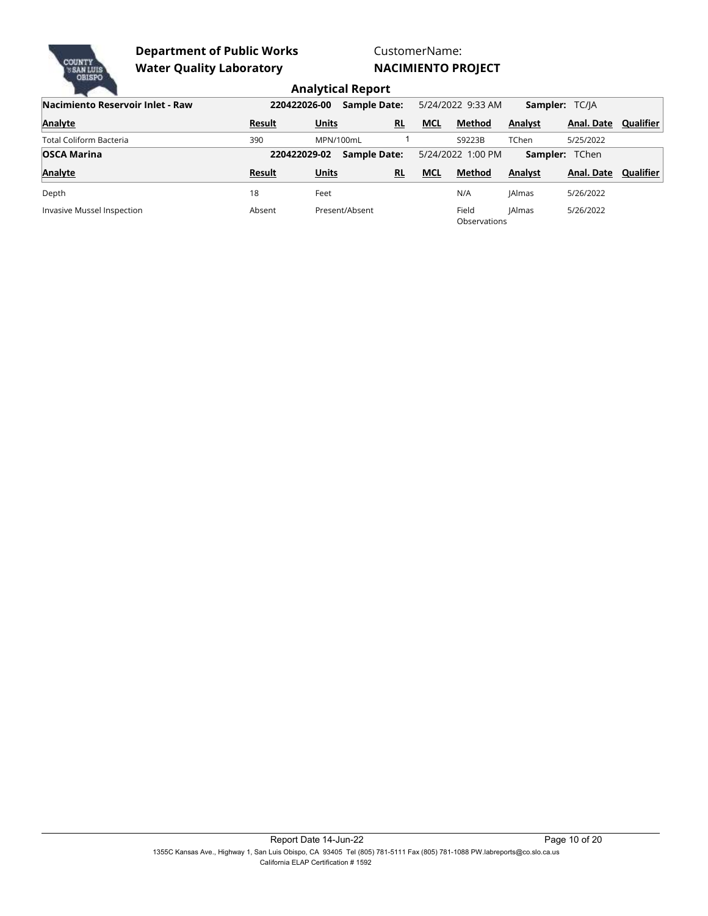**Department of Public Works**
**Water Quality Laboratory**

CustomerName:
**NACIMIENTO PROJECT**

## Analytical Report

| **Nacimiento Reservoir Inlet - Raw** | **220422026-00** | **Sample Date:** | | 5/24/2022 9:33 AM | | **Sampler:** TC/JA | | |
|---|---|---|---|---|---|---|---|---|
| **Analyte** | **Result** | **Units** | **RL** | **MCL** | **Method** | **Analyst** | **Anal. Date** | **Qualifier** |
| Total Coliform Bacteria | 390 | MPN/100mL | 1 | | S9223B | TChen | 5/25/2022 | |

| **OSCA Marina** | **220422029-02** | **Sample Date:** | | 5/24/2022 1:00 PM | | **Sampler:** TChen | | |
|---|---|---|---|---|---|---|---|---|
| **Analyte** | **Result** | **Units** | **RL** | **MCL** | **Method** | **Analyst** | **Anal. Date** | **Qualifier** |
| Depth | 18 | Feet | | | N/A | JAlmas | 5/26/2022 | |
| Invasive Mussel Inspection | Absent | Present/Absent | | | Field Observations | JAlmas | 5/26/2022 | |

Report Date 14-Jun-22

1355C Kansas Ave., Highway 1, San Luis Obispo, CA 93405 Tel (805) 781-5111 Fax (805) 781-1088 PW.labreports@co.slo.ca.us
California ELAP Certification # 1592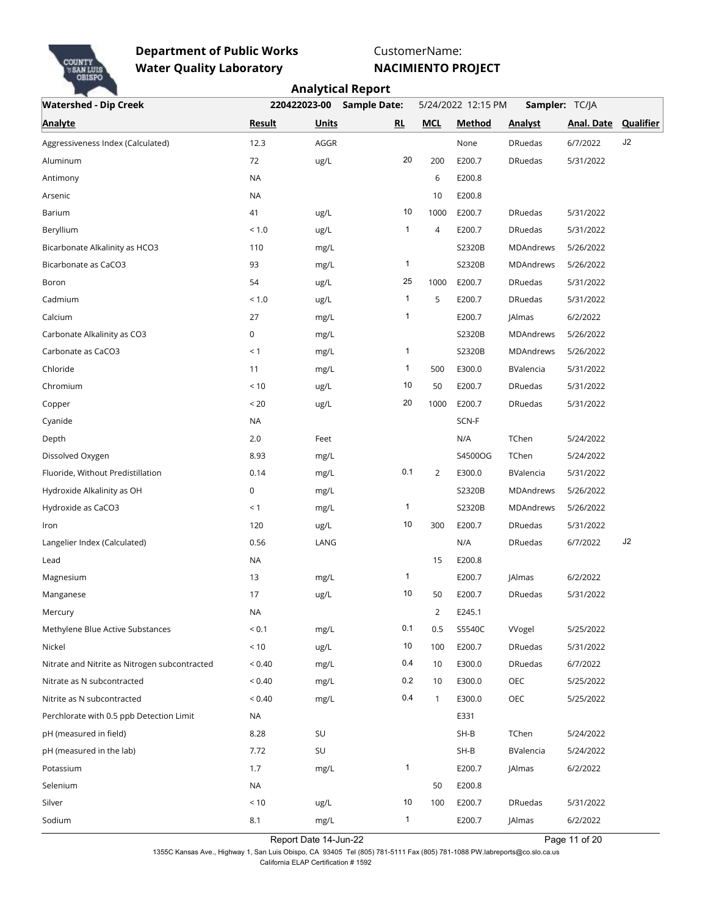**Department of Public Works**
**Water Quality Laboratory**

CustomerName:
**NACIMIENTO PROJECT**

## Analytical Report

| Watershed - Dip Creek | 220422023-00 | Sample Date: | 5/24/2022 12:15 PM | Sampler: TC/JA | | | | |
|---|---|---|---|---|---|---|---|---|
| **Analyte** | **Result** | **Units** | **RL** | **MCL** | **Method** | **Analyst** | **Anal. Date** | **Qualifier** |
| Aggressiveness Index (Calculated) | 12.3 | AGGR | | | None | DRuedas | 6/7/2022 | J2 |
| Aluminum | 72 | ug/L | 20 | 200 | E200.7 | DRuedas | 5/31/2022 | |
| Antimony | NA | | | 6 | E200.8 | | | |
| Arsenic | NA | | | 10 | E200.8 | | | |
| Barium | 41 | ug/L | 10 | 1000 | E200.7 | DRuedas | 5/31/2022 | |
| Beryllium | < 1.0 | ug/L | 1 | 4 | E200.7 | DRuedas | 5/31/2022 | |
| Bicarbonate Alkalinity as HCO3 | 110 | mg/L | | | S2320B | MDAndrews | 5/26/2022 | |
| Bicarbonate as CaCO3 | 93 | mg/L | 1 | | S2320B | MDAndrews | 5/26/2022 | |
| Boron | 54 | ug/L | 25 | 1000 | E200.7 | DRuedas | 5/31/2022 | |
| Cadmium | < 1.0 | ug/L | 1 | 5 | E200.7 | DRuedas | 5/31/2022 | |
| Calcium | 27 | mg/L | 1 | | E200.7 | JAlmas | 6/2/2022 | |
| Carbonate Alkalinity as CO3 | 0 | mg/L | | | S2320B | MDAndrews | 5/26/2022 | |
| Carbonate as CaCO3 | < 1 | mg/L | 1 | | S2320B | MDAndrews | 5/26/2022 | |
| Chloride | 11 | mg/L | 1 | 500 | E300.0 | BValencia | 5/31/2022 | |
| Chromium | < 10 | ug/L | 10 | 50 | E200.7 | DRuedas | 5/31/2022 | |
| Copper | < 20 | ug/L | 20 | 1000 | E200.7 | DRuedas | 5/31/2022 | |
| Cyanide | NA | | | | SCN-F | | | |
| Depth | 2.0 | Feet | | | N/A | TChen | 5/24/2022 | |
| Dissolved Oxygen | 8.93 | mg/L | | | S4500OG | TChen | 5/24/2022 | |
| Fluoride, Without Predistillation | 0.14 | mg/L | 0.1 | 2 | E300.0 | BValencia | 5/31/2022 | |
| Hydroxide Alkalinity as OH | 0 | mg/L | | | S2320B | MDAndrews | 5/26/2022 | |
| Hydroxide as CaCO3 | < 1 | mg/L | 1 | | S2320B | MDAndrews | 5/26/2022 | |
| Iron | 120 | ug/L | 10 | 300 | E200.7 | DRuedas | 5/31/2022 | |
| Langelier Index (Calculated) | 0.56 | LANG | | | N/A | DRuedas | 6/7/2022 | J2 |
| Lead | NA | | | 15 | E200.8 | | | |
| Magnesium | 13 | mg/L | 1 | | E200.7 | JAlmas | 6/2/2022 | |
| Manganese | 17 | ug/L | 10 | 50 | E200.7 | DRuedas | 5/31/2022 | |
| Mercury | NA | | | 2 | E245.1 | | | |
| Methylene Blue Active Substances | < 0.1 | mg/L | 0.1 | 0.5 | S5540C | VVogel | 5/25/2022 | |
| Nickel | < 10 | ug/L | 10 | 100 | E200.7 | DRuedas | 5/31/2022 | |
| Nitrate and Nitrite as Nitrogen subcontracted | < 0.40 | mg/L | 0.4 | 10 | E300.0 | DRuedas | 6/7/2022 | |
| Nitrate as N subcontracted | < 0.40 | mg/L | 0.2 | 10 | E300.0 | OEC | 5/25/2022 | |
| Nitrite as N subcontracted | < 0.40 | mg/L | 0.4 | 1 | E300.0 | OEC | 5/25/2022 | |
| Perchlorate with 0.5 ppb Detection Limit | NA | | | | E331 | | | |
| pH (measured in field) | 8.28 | SU | | | SH-B | TChen | 5/24/2022 | |
| pH (measured in the lab) | 7.72 | SU | | | SH-B | BValencia | 5/24/2022 | |
| Potassium | 1.7 | mg/L | 1 | | E200.7 | JAlmas | 6/2/2022 | |
| Selenium | NA | | | 50 | E200.8 | | | |
| Silver | < 10 | ug/L | 10 | 100 | E200.7 | DRuedas | 5/31/2022 | |
| Sodium | 8.1 | mg/L | 1 | | E200.7 | JAlmas | 6/2/2022 | |

Report Date 14-Jun-22

1355C Kansas Ave., Highway 1, San Luis Obispo, CA 93405 Tel (805) 781-5111 Fax (805) 781-1088 PW.labreports@co.slo.ca.us
California ELAP Certification # 1592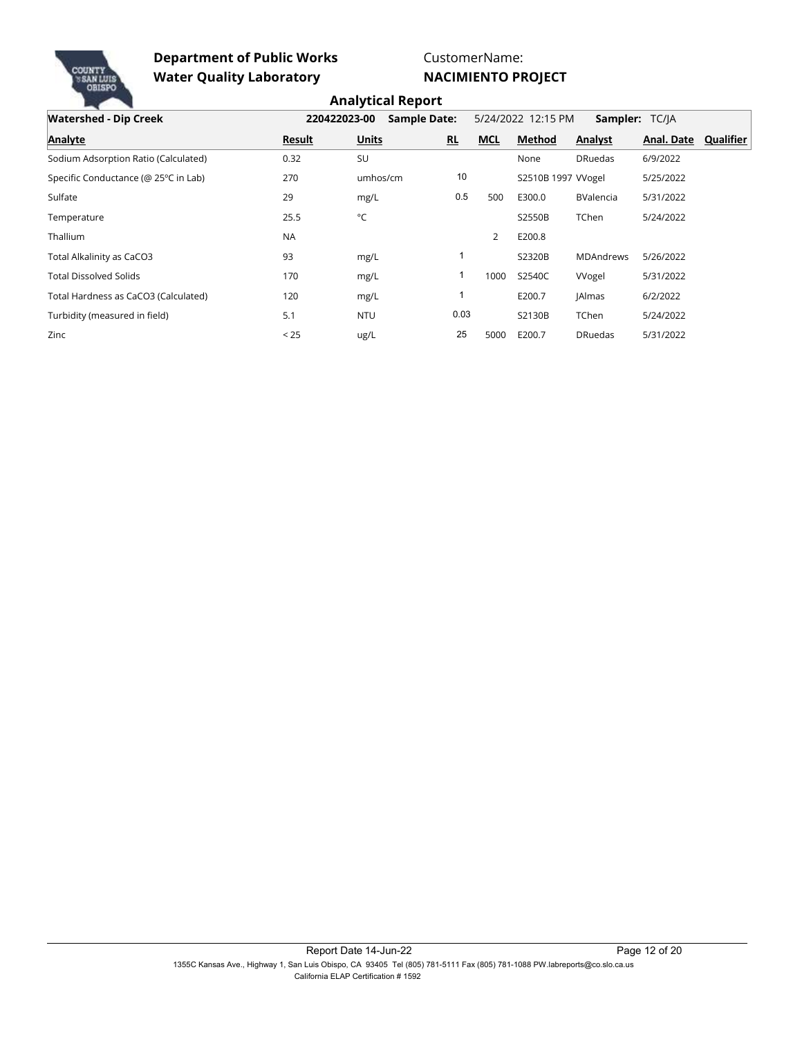**Department of Public Works**
**Water Quality Laboratory**

CustomerName:
**NACIMIENTO PROJECT**

## Analytical Report

| **Watershed - Dip Creek** | **220422023-00** | **Sample Date:** | 5/24/2022 12:15 PM | | **Sampler:** TC/JA | | | |
|---|---|---|---|---|---|---|---|---|
| **Analyte** | **Result** | **Units** | **RL** | **MCL** | **Method** | **Analyst** | **Anal. Date** | **Qualifier** |
| Sodium Adsorption Ratio (Calculated) | 0.32 | SU | | | None | DRuedas | 6/9/2022 | |
| Specific Conductance (@ 25°C in Lab) | 270 | umhos/cm | 10 | | S2510B 1997 | VVogel | 5/25/2022 | |
| Sulfate | 29 | mg/L | 0.5 | 500 | E300.0 | BValencia | 5/31/2022 | |
| Temperature | 25.5 | °C | | | S2550B | TChen | 5/24/2022 | |
| Thallium | NA | | | 2 | E200.8 | | | |
| Total Alkalinity as CaCO3 | 93 | mg/L | 1 | | S2320B | MDAndrews | 5/26/2022 | |
| Total Dissolved Solids | 170 | mg/L | 1 | 1000 | S2540C | VVogel | 5/31/2022 | |
| Total Hardness as CaCO3 (Calculated) | 120 | mg/L | 1 | | E200.7 | JAlmas | 6/2/2022 | |
| Turbidity (measured in field) | 5.1 | NTU | 0.03 | | S2130B | TChen | 5/24/2022 | |
| Zinc | < 25 | ug/L | 25 | 5000 | E200.7 | DRuedas | 5/31/2022 | |

Report Date 14-Jun-22

1355C Kansas Ave., Highway 1, San Luis Obispo, CA 93405 Tel (805) 781-5111 Fax (805) 781-1088 PW.labreports@co.slo.ca.us
California ELAP Certification # 1592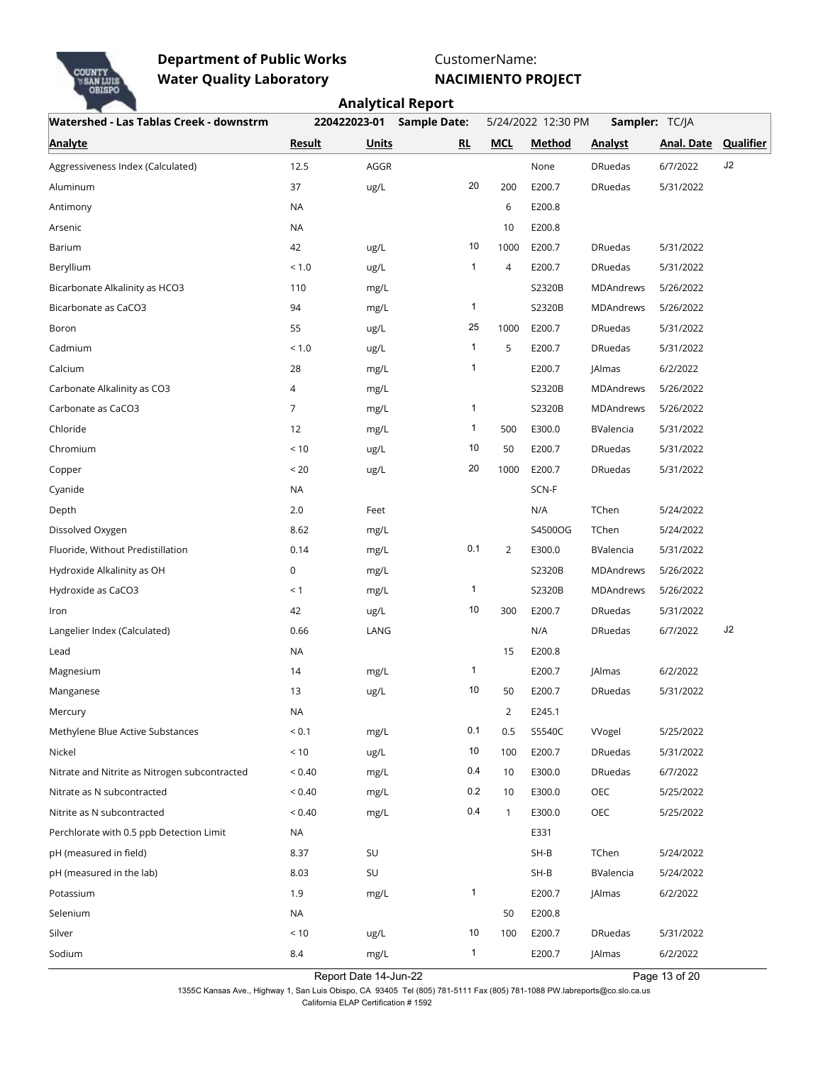**Department of Public Works**
**Water Quality Laboratory**

CustomerName:
**NACIMIENTO PROJECT**

## Analytical Report

**Watershed - Las Tablas Creek - downstrm** | **220422023-01** | **Sample Date:** 5/24/2022 12:30 PM | **Sampler:** TC/JA

| Analyte | Result | Units | RL | MCL | Method | Analyst | Anal. Date | Qualifier |
|---|---|---|---|---|---|---|---|---|
| Aggressiveness Index (Calculated) | 12.5 | AGGR | | | None | DRuedas | 6/7/2022 | J2 |
| Aluminum | 37 | ug/L | 20 | 200 | E200.7 | DRuedas | 5/31/2022 | |
| Antimony | NA | | | 6 | E200.8 | | | |
| Arsenic | NA | | | 10 | E200.8 | | | |
| Barium | 42 | ug/L | 10 | 1000 | E200.7 | DRuedas | 5/31/2022 | |
| Beryllium | < 1.0 | ug/L | 1 | 4 | E200.7 | DRuedas | 5/31/2022 | |
| Bicarbonate Alkalinity as HCO3 | 110 | mg/L | | | S2320B | MDAndrews | 5/26/2022 | |
| Bicarbonate as CaCO3 | 94 | mg/L | 1 | | S2320B | MDAndrews | 5/26/2022 | |
| Boron | 55 | ug/L | 25 | 1000 | E200.7 | DRuedas | 5/31/2022 | |
| Cadmium | < 1.0 | ug/L | 1 | 5 | E200.7 | DRuedas | 5/31/2022 | |
| Calcium | 28 | mg/L | 1 | | E200.7 | JAlmas | 6/2/2022 | |
| Carbonate Alkalinity as CO3 | 4 | mg/L | | | S2320B | MDAndrews | 5/26/2022 | |
| Carbonate as CaCO3 | 7 | mg/L | 1 | | S2320B | MDAndrews | 5/26/2022 | |
| Chloride | 12 | mg/L | 1 | 500 | E300.0 | BValencia | 5/31/2022 | |
| Chromium | < 10 | ug/L | 10 | 50 | E200.7 | DRuedas | 5/31/2022 | |
| Copper | < 20 | ug/L | 20 | 1000 | E200.7 | DRuedas | 5/31/2022 | |
| Cyanide | NA | | | | SCN-F | | | |
| Depth | 2.0 | Feet | | | N/A | TChen | 5/24/2022 | |
| Dissolved Oxygen | 8.62 | mg/L | | | S4500OG | TChen | 5/24/2022 | |
| Fluoride, Without Predistillation | 0.14 | mg/L | 0.1 | 2 | E300.0 | BValencia | 5/31/2022 | |
| Hydroxide Alkalinity as OH | 0 | mg/L | | | S2320B | MDAndrews | 5/26/2022 | |
| Hydroxide as CaCO3 | < 1 | mg/L | 1 | | S2320B | MDAndrews | 5/26/2022 | |
| Iron | 42 | ug/L | 10 | 300 | E200.7 | DRuedas | 5/31/2022 | |
| Langelier Index (Calculated) | 0.66 | LANG | | | N/A | DRuedas | 6/7/2022 | J2 |
| Lead | NA | | | 15 | E200.8 | | | |
| Magnesium | 14 | mg/L | 1 | | E200.7 | JAlmas | 6/2/2022 | |
| Manganese | 13 | ug/L | 10 | 50 | E200.7 | DRuedas | 5/31/2022 | |
| Mercury | NA | | | 2 | E245.1 | | | |
| Methylene Blue Active Substances | < 0.1 | mg/L | 0.1 | 0.5 | S5540C | VVogel | 5/25/2022 | |
| Nickel | < 10 | ug/L | 10 | 100 | E200.7 | DRuedas | 5/31/2022 | |
| Nitrate and Nitrite as Nitrogen subcontracted | < 0.40 | mg/L | 0.4 | 10 | E300.0 | DRuedas | 6/7/2022 | |
| Nitrate as N subcontracted | < 0.40 | mg/L | 0.2 | 10 | E300.0 | OEC | 5/25/2022 | |
| Nitrite as N subcontracted | < 0.40 | mg/L | 0.4 | 1 | E300.0 | OEC | 5/25/2022 | |
| Perchlorate with 0.5 ppb Detection Limit | NA | | | | E331 | | | |
| pH (measured in field) | 8.37 | SU | | | SH-B | TChen | 5/24/2022 | |
| pH (measured in the lab) | 8.03 | SU | | | SH-B | BValencia | 5/24/2022 | |
| Potassium | 1.9 | mg/L | 1 | | E200.7 | JAlmas | 6/2/2022 | |
| Selenium | NA | | | 50 | E200.8 | | | |
| Silver | < 10 | ug/L | 10 | 100 | E200.7 | DRuedas | 5/31/2022 | |
| Sodium | 8.4 | mg/L | 1 | | E200.7 | JAlmas | 6/2/2022 | |

Report Date 14-Jun-22

1355C Kansas Ave., Highway 1, San Luis Obispo, CA 93405 Tel (805) 781-5111 Fax (805) 781-1088 PW.labreports@co.slo.ca.us
California ELAP Certification # 1592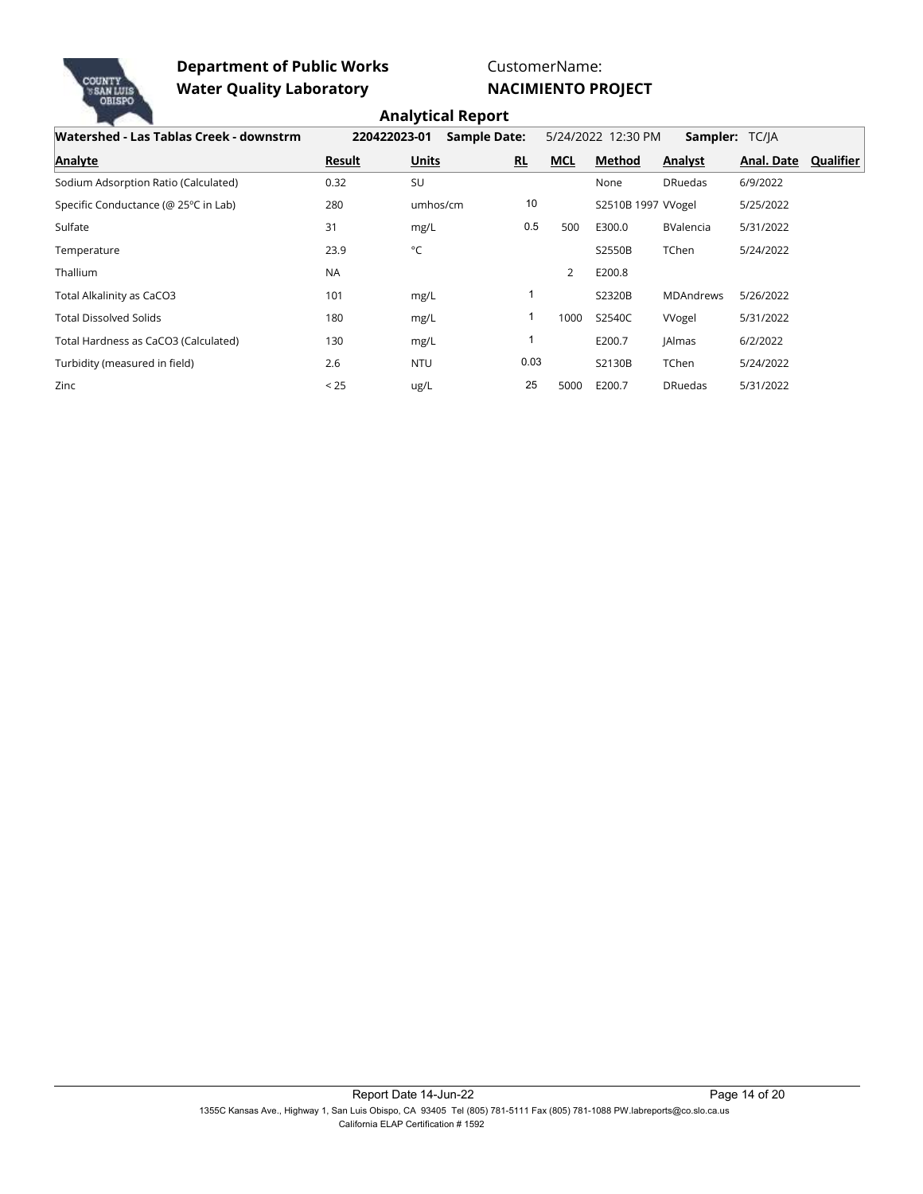**Department of Public Works**
**Water Quality Laboratory**

CustomerName:
**NACIMIENTO PROJECT**

## Analytical Report

| Watershed - Las Tablas Creek - downstrm | 220422023-01 | Sample Date: | 5/24/2022 12:30 PM | | | Sampler: | TC/JA | |
|---|---|---|---|---|---|---|---|---|
| **Analyte** | **Result** | **Units** | **RL** | **MCL** | **Method** | **Analyst** | **Anal. Date** | **Qualifier** |
| Sodium Adsorption Ratio (Calculated) | 0.32 | SU | | | None | DRuedas | 6/9/2022 | |
| Specific Conductance (@ 25°C in Lab) | 280 | umhos/cm | 10 | | S2510B 1997 | VVogel | 5/25/2022 | |
| Sulfate | 31 | mg/L | 0.5 | 500 | E300.0 | BValencia | 5/31/2022 | |
| Temperature | 23.9 | °C | | | S2550B | TChen | 5/24/2022 | |
| Thallium | NA | | | 2 | E200.8 | | | |
| Total Alkalinity as CaCO3 | 101 | mg/L | 1 | | S2320B | MDAndrews | 5/26/2022 | |
| Total Dissolved Solids | 180 | mg/L | 1 | 1000 | S2540C | VVogel | 5/31/2022 | |
| Total Hardness as CaCO3 (Calculated) | 130 | mg/L | 1 | | E200.7 | JAlmas | 6/2/2022 | |
| Turbidity (measured in field) | 2.6 | NTU | 0.03 | | S2130B | TChen | 5/24/2022 | |
| Zinc | < 25 | ug/L | 25 | 5000 | E200.7 | DRuedas | 5/31/2022 | |

Report Date 14-Jun-22

1355C Kansas Ave., Highway 1, San Luis Obispo, CA 93405 Tel (805) 781-5111 Fax (805) 781-1088 PW.labreports@co.slo.ca.us
California ELAP Certification # 1592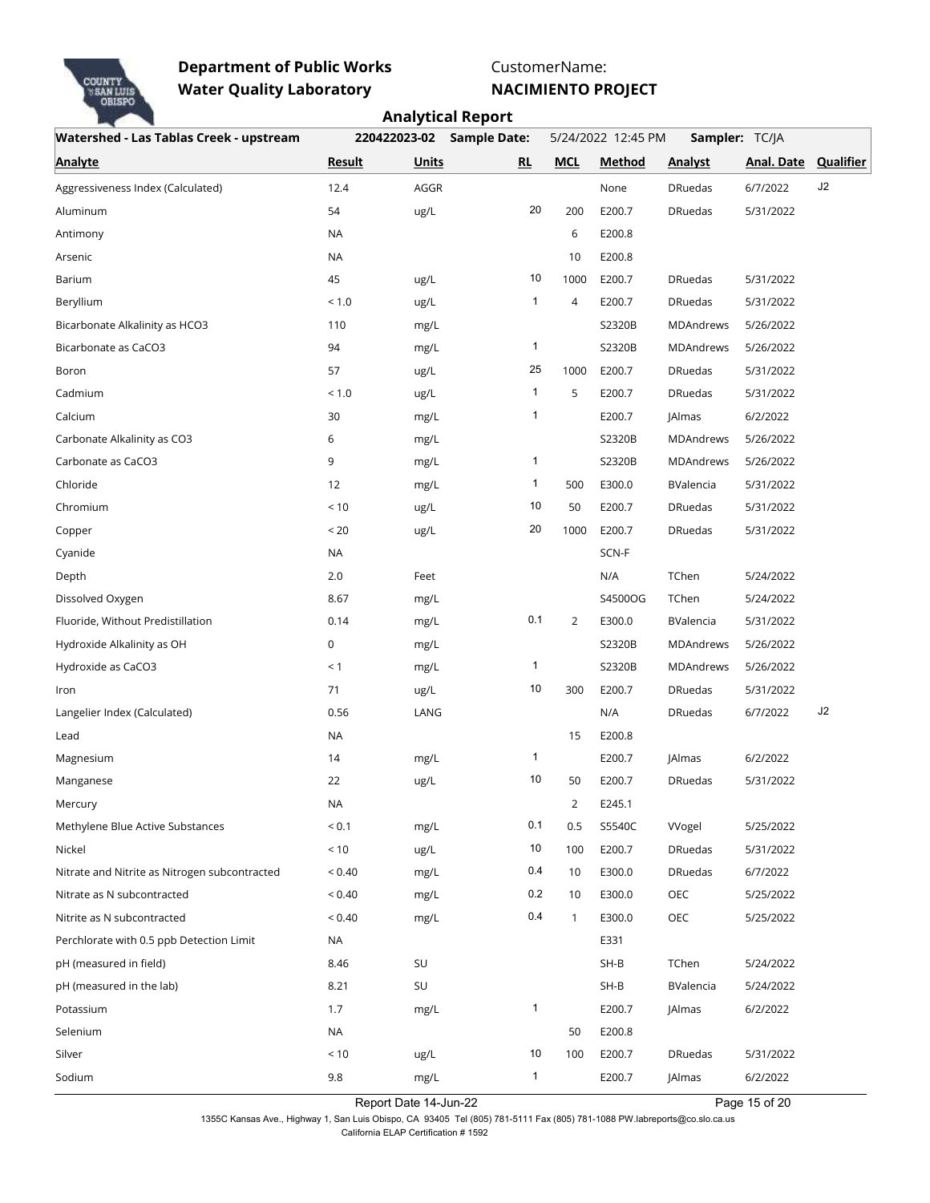**Department of Public Works**
**Water Quality Laboratory**

CustomerName:
**NACIMIENTO PROJECT**

## Analytical Report

**Watershed - Las Tablas Creek - upstream** | **220422023-02** | **Sample Date:** 5/24/2022 12:45 PM | **Sampler:** TC/JA

| Analyte | Result | Units | RL | MCL | Method | Analyst | Anal. Date | Qualifier |
|---|---|---|---|---|---|---|---|---|
| Aggressiveness Index (Calculated) | 12.4 | AGGR | | | None | DRuedas | 6/7/2022 | J2 |
| Aluminum | 54 | ug/L | 20 | 200 | E200.7 | DRuedas | 5/31/2022 | |
| Antimony | NA | | | 6 | E200.8 | | | |
| Arsenic | NA | | | 10 | E200.8 | | | |
| Barium | 45 | ug/L | 10 | 1000 | E200.7 | DRuedas | 5/31/2022 | |
| Beryllium | < 1.0 | ug/L | 1 | 4 | E200.7 | DRuedas | 5/31/2022 | |
| Bicarbonate Alkalinity as HCO3 | 110 | mg/L | | | S2320B | MDAndrews | 5/26/2022 | |
| Bicarbonate as CaCO3 | 94 | mg/L | 1 | | S2320B | MDAndrews | 5/26/2022 | |
| Boron | 57 | ug/L | 25 | 1000 | E200.7 | DRuedas | 5/31/2022 | |
| Cadmium | < 1.0 | ug/L | 1 | 5 | E200.7 | DRuedas | 5/31/2022 | |
| Calcium | 30 | mg/L | 1 | | E200.7 | JAlmas | 6/2/2022 | |
| Carbonate Alkalinity as CO3 | 6 | mg/L | | | S2320B | MDAndrews | 5/26/2022 | |
| Carbonate as CaCO3 | 9 | mg/L | 1 | | S2320B | MDAndrews | 5/26/2022 | |
| Chloride | 12 | mg/L | 1 | 500 | E300.0 | BValencia | 5/31/2022 | |
| Chromium | < 10 | ug/L | 10 | 50 | E200.7 | DRuedas | 5/31/2022 | |
| Copper | < 20 | ug/L | 20 | 1000 | E200.7 | DRuedas | 5/31/2022 | |
| Cyanide | NA | | | | SCN-F | | | |
| Depth | 2.0 | Feet | | | N/A | TChen | 5/24/2022 | |
| Dissolved Oxygen | 8.67 | mg/L | | | S4500OG | TChen | 5/24/2022 | |
| Fluoride, Without Predistillation | 0.14 | mg/L | 0.1 | 2 | E300.0 | BValencia | 5/31/2022 | |
| Hydroxide Alkalinity as OH | 0 | mg/L | | | S2320B | MDAndrews | 5/26/2022 | |
| Hydroxide as CaCO3 | < 1 | mg/L | 1 | | S2320B | MDAndrews | 5/26/2022 | |
| Iron | 71 | ug/L | 10 | 300 | E200.7 | DRuedas | 5/31/2022 | |
| Langelier Index (Calculated) | 0.56 | LANG | | | N/A | DRuedas | 6/7/2022 | J2 |
| Lead | NA | | | 15 | E200.8 | | | |
| Magnesium | 14 | mg/L | 1 | | E200.7 | JAlmas | 6/2/2022 | |
| Manganese | 22 | ug/L | 10 | 50 | E200.7 | DRuedas | 5/31/2022 | |
| Mercury | NA | | | 2 | E245.1 | | | |
| Methylene Blue Active Substances | < 0.1 | mg/L | 0.1 | 0.5 | S5540C | VVogel | 5/25/2022 | |
| Nickel | < 10 | ug/L | 10 | 100 | E200.7 | DRuedas | 5/31/2022 | |
| Nitrate and Nitrite as Nitrogen subcontracted | < 0.40 | mg/L | 0.4 | 10 | E300.0 | DRuedas | 6/7/2022 | |
| Nitrate as N subcontracted | < 0.40 | mg/L | 0.2 | 10 | E300.0 | OEC | 5/25/2022 | |
| Nitrite as N subcontracted | < 0.40 | mg/L | 0.4 | 1 | E300.0 | OEC | 5/25/2022 | |
| Perchlorate with 0.5 ppb Detection Limit | NA | | | | E331 | | | |
| pH (measured in field) | 8.46 | SU | | | SH-B | TChen | 5/24/2022 | |
| pH (measured in the lab) | 8.21 | SU | | | SH-B | BValencia | 5/24/2022 | |
| Potassium | 1.7 | mg/L | 1 | | E200.7 | JAlmas | 6/2/2022 | |
| Selenium | NA | | | 50 | E200.8 | | | |
| Silver | < 10 | ug/L | 10 | 100 | E200.7 | DRuedas | 5/31/2022 | |
| Sodium | 9.8 | mg/L | 1 | | E200.7 | JAlmas | 6/2/2022 | |

Report Date 14-Jun-22

1355C Kansas Ave., Highway 1, San Luis Obispo, CA 93405 Tel (805) 781-5111 Fax (805) 781-1088 PW.labreports@co.slo.ca.us
California ELAP Certification # 1592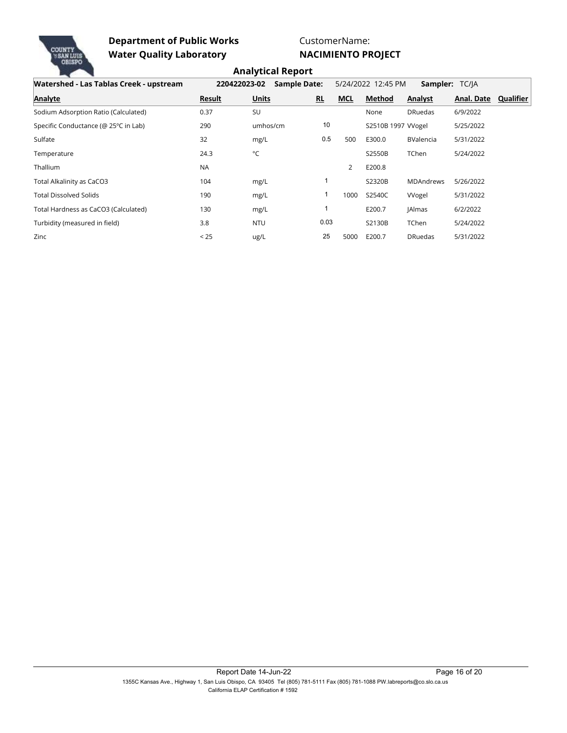**Department of Public Works**
**Water Quality Laboratory**

CustomerName:
**NACIMIENTO PROJECT**

## Analytical Report

**Watershed - Las Tablas Creek - upstream** **220422023-02** **Sample Date:** 5/24/2022 12:45 PM **Sampler:** TC/JA

| Analyte | Result | Units | RL | MCL | Method | Analyst | Anal. Date | Qualifier |
|---|---|---|---|---|---|---|---|---|
| Sodium Adsorption Ratio (Calculated) | 0.37 | SU | | | None | DRuedas | 6/9/2022 | |
| Specific Conductance (@ 25°C in Lab) | 290 | umhos/cm | 10 | | S2510B 1997 | VVogel | 5/25/2022 | |
| Sulfate | 32 | mg/L | 0.5 | 500 | E300.0 | BValencia | 5/31/2022 | |
| Temperature | 24.3 | °C | | | S2550B | TChen | 5/24/2022 | |
| Thallium | NA | | | 2 | E200.8 | | | |
| Total Alkalinity as CaCO3 | 104 | mg/L | 1 | | S2320B | MDAndrews | 5/26/2022 | |
| Total Dissolved Solids | 190 | mg/L | 1 | 1000 | S2540C | VVogel | 5/31/2022 | |
| Total Hardness as CaCO3 (Calculated) | 130 | mg/L | 1 | | E200.7 | JAlmas | 6/2/2022 | |
| Turbidity (measured in field) | 3.8 | NTU | 0.03 | | S2130B | TChen | 5/24/2022 | |
| Zinc | < 25 | ug/L | 25 | 5000 | E200.7 | DRuedas | 5/31/2022 | |

Report Date 14-Jun-22

1355C Kansas Ave., Highway 1, San Luis Obispo, CA 93405 Tel (805) 781-5111 Fax (805) 781-1088 PW.labreports@co.slo.ca.us
California ELAP Certification # 1592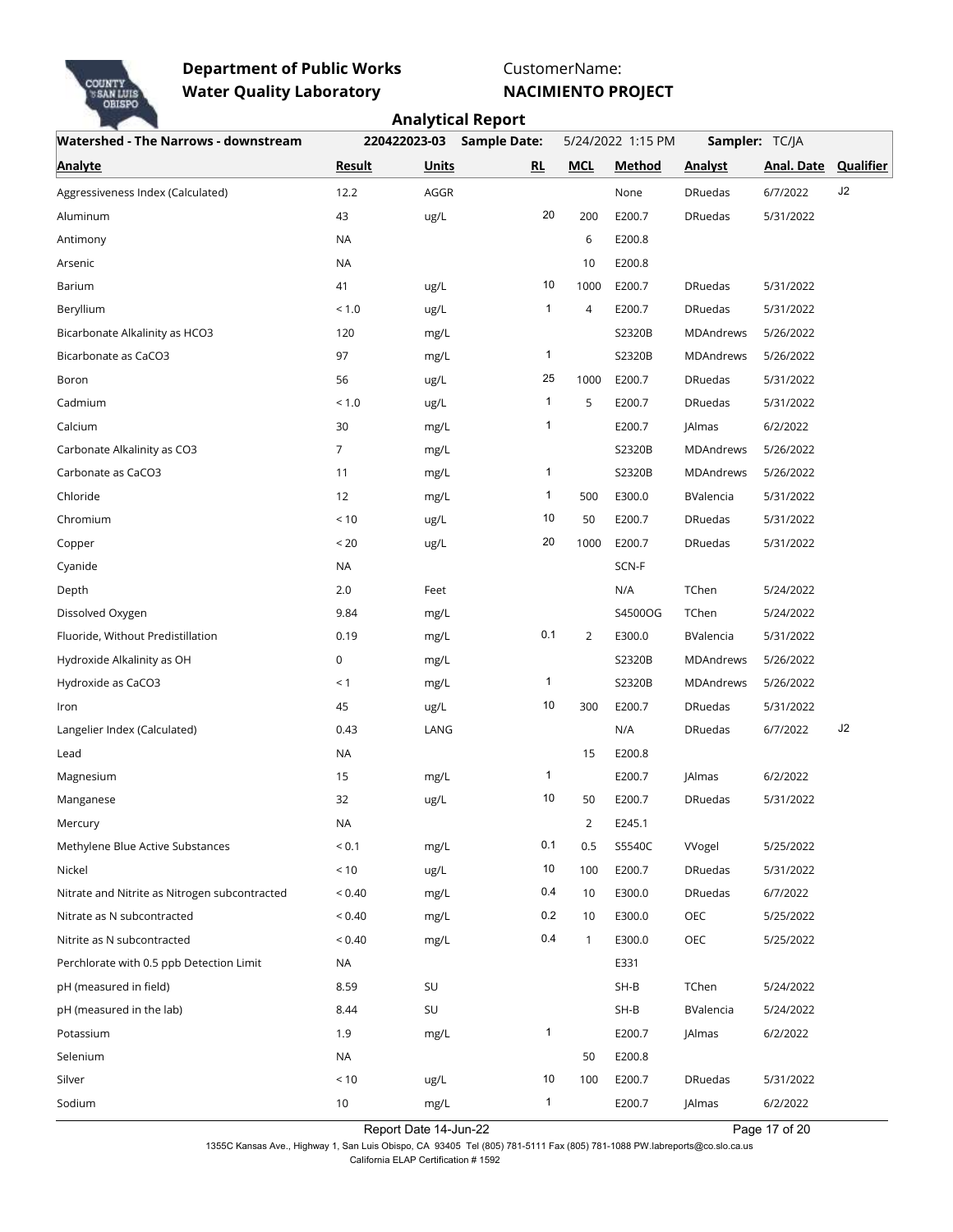**Department of Public Works**
**Water Quality Laboratory**

CustomerName:
**NACIMIENTO PROJECT**

## Analytical Report

| Watershed - The Narrows - downstream | 220422023-03 | Sample Date: | | 5/24/2022 1:15 PM | Sampler: TC/JA | | | |
|---|---|---|---|---|---|---|---|---|
| **Analyte** | **Result** | **Units** | **RL** | **MCL** | **Method** | **Analyst** | **Anal. Date** | **Qualifier** |
| Aggressiveness Index (Calculated) | 12.2 | AGGR | | | None | DRuedas | 6/7/2022 | J2 |
| Aluminum | 43 | ug/L | 20 | 200 | E200.7 | DRuedas | 5/31/2022 | |
| Antimony | NA | | | 6 | E200.8 | | | |
| Arsenic | NA | | | 10 | E200.8 | | | |
| Barium | 41 | ug/L | 10 | 1000 | E200.7 | DRuedas | 5/31/2022 | |
| Beryllium | < 1.0 | ug/L | 1 | 4 | E200.7 | DRuedas | 5/31/2022 | |
| Bicarbonate Alkalinity as HCO3 | 120 | mg/L | | | S2320B | MDAndrews | 5/26/2022 | |
| Bicarbonate as CaCO3 | 97 | mg/L | 1 | | S2320B | MDAndrews | 5/26/2022 | |
| Boron | 56 | ug/L | 25 | 1000 | E200.7 | DRuedas | 5/31/2022 | |
| Cadmium | < 1.0 | ug/L | 1 | 5 | E200.7 | DRuedas | 5/31/2022 | |
| Calcium | 30 | mg/L | 1 | | E200.7 | JAlmas | 6/2/2022 | |
| Carbonate Alkalinity as CO3 | 7 | mg/L | | | S2320B | MDAndrews | 5/26/2022 | |
| Carbonate as CaCO3 | 11 | mg/L | 1 | | S2320B | MDAndrews | 5/26/2022 | |
| Chloride | 12 | mg/L | 1 | 500 | E300.0 | BValencia | 5/31/2022 | |
| Chromium | < 10 | ug/L | 10 | 50 | E200.7 | DRuedas | 5/31/2022 | |
| Copper | < 20 | ug/L | 20 | 1000 | E200.7 | DRuedas | 5/31/2022 | |
| Cyanide | NA | | | | SCN-F | | | |
| Depth | 2.0 | Feet | | | N/A | TChen | 5/24/2022 | |
| Dissolved Oxygen | 9.84 | mg/L | | | S4500OG | TChen | 5/24/2022 | |
| Fluoride, Without Predistillation | 0.19 | mg/L | 0.1 | 2 | E300.0 | BValencia | 5/31/2022 | |
| Hydroxide Alkalinity as OH | 0 | mg/L | | | S2320B | MDAndrews | 5/26/2022 | |
| Hydroxide as CaCO3 | < 1 | mg/L | 1 | | S2320B | MDAndrews | 5/26/2022 | |
| Iron | 45 | ug/L | 10 | 300 | E200.7 | DRuedas | 5/31/2022 | |
| Langelier Index (Calculated) | 0.43 | LANG | | | N/A | DRuedas | 6/7/2022 | J2 |
| Lead | NA | | | 15 | E200.8 | | | |
| Magnesium | 15 | mg/L | 1 | | E200.7 | JAlmas | 6/2/2022 | |
| Manganese | 32 | ug/L | 10 | 50 | E200.7 | DRuedas | 5/31/2022 | |
| Mercury | NA | | | 2 | E245.1 | | | |
| Methylene Blue Active Substances | < 0.1 | mg/L | 0.1 | 0.5 | S5540C | VVogel | 5/25/2022 | |
| Nickel | < 10 | ug/L | 10 | 100 | E200.7 | DRuedas | 5/31/2022 | |
| Nitrate and Nitrite as Nitrogen subcontracted | < 0.40 | mg/L | 0.4 | 10 | E300.0 | DRuedas | 6/7/2022 | |
| Nitrate as N subcontracted | < 0.40 | mg/L | 0.2 | 10 | E300.0 | OEC | 5/25/2022 | |
| Nitrite as N subcontracted | < 0.40 | mg/L | 0.4 | 1 | E300.0 | OEC | 5/25/2022 | |
| Perchlorate with 0.5 ppb Detection Limit | NA | | | | E331 | | | |
| pH (measured in field) | 8.59 | SU | | | SH-B | TChen | 5/24/2022 | |
| pH (measured in the lab) | 8.44 | SU | | | SH-B | BValencia | 5/24/2022 | |
| Potassium | 1.9 | mg/L | 1 | | E200.7 | JAlmas | 6/2/2022 | |
| Selenium | NA | | | 50 | E200.8 | | | |
| Silver | < 10 | ug/L | 10 | 100 | E200.7 | DRuedas | 5/31/2022 | |
| Sodium | 10 | mg/L | 1 | | E200.7 | JAlmas | 6/2/2022 | |

Report Date 14-Jun-22

1355C Kansas Ave., Highway 1, San Luis Obispo, CA 93405 Tel (805) 781-5111 Fax (805) 781-1088 PW.labreports@co.slo.ca.us
California ELAP Certification # 1592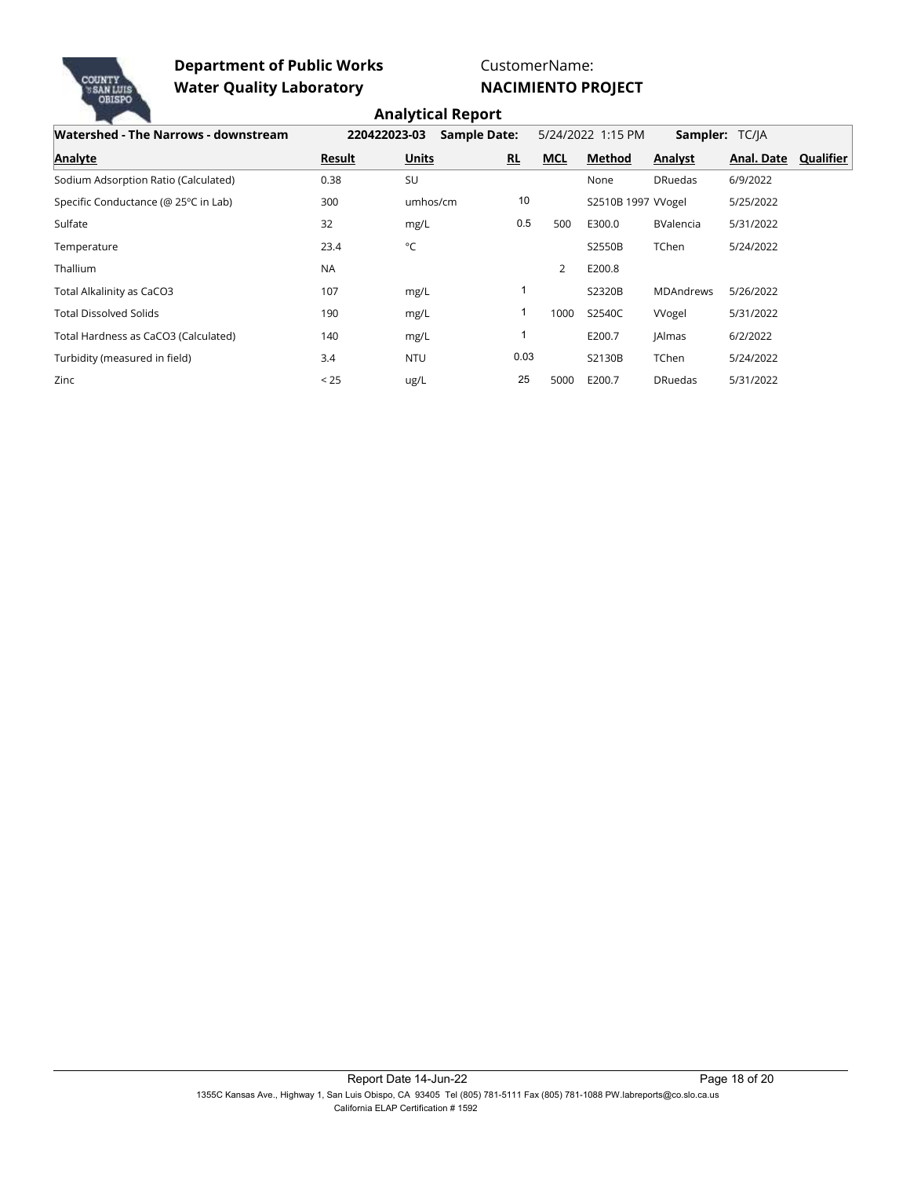**Department of Public Works**
**Water Quality Laboratory**

CustomerName:
**NACIMIENTO PROJECT**

## Analytical Report

**Watershed - The Narrows - downstream** | **220422023-03** | **Sample Date:** 5/24/2022 1:15 PM | **Sampler:** TC/JA

| Analyte | Result | Units | RL | MCL | Method | Analyst | Anal. Date | Qualifier |
|---|---|---|---|---|---|---|---|---|
| Sodium Adsorption Ratio (Calculated) | 0.38 | SU | | | None | DRuedas | 6/9/2022 | |
| Specific Conductance (@ 25°C in Lab) | 300 | umhos/cm | 10 | | S2510B 1997 | VVogel | 5/25/2022 | |
| Sulfate | 32 | mg/L | 0.5 | 500 | E300.0 | BValencia | 5/31/2022 | |
| Temperature | 23.4 | °C | | | S2550B | TChen | 5/24/2022 | |
| Thallium | NA | | | 2 | E200.8 | | | |
| Total Alkalinity as CaCO3 | 107 | mg/L | 1 | | S2320B | MDAndrews | 5/26/2022 | |
| Total Dissolved Solids | 190 | mg/L | 1 | 1000 | S2540C | VVogel | 5/31/2022 | |
| Total Hardness as CaCO3 (Calculated) | 140 | mg/L | 1 | | E200.7 | JAlmas | 6/2/2022 | |
| Turbidity (measured in field) | 3.4 | NTU | 0.03 | | S2130B | TChen | 5/24/2022 | |
| Zinc | < 25 | ug/L | 25 | 5000 | E200.7 | DRuedas | 5/31/2022 | |

Report Date 14-Jun-22

1355C Kansas Ave., Highway 1, San Luis Obispo, CA 93405 Tel (805) 781-5111 Fax (805) 781-1088 PW.labreports@co.slo.ca.us
California ELAP Certification # 1592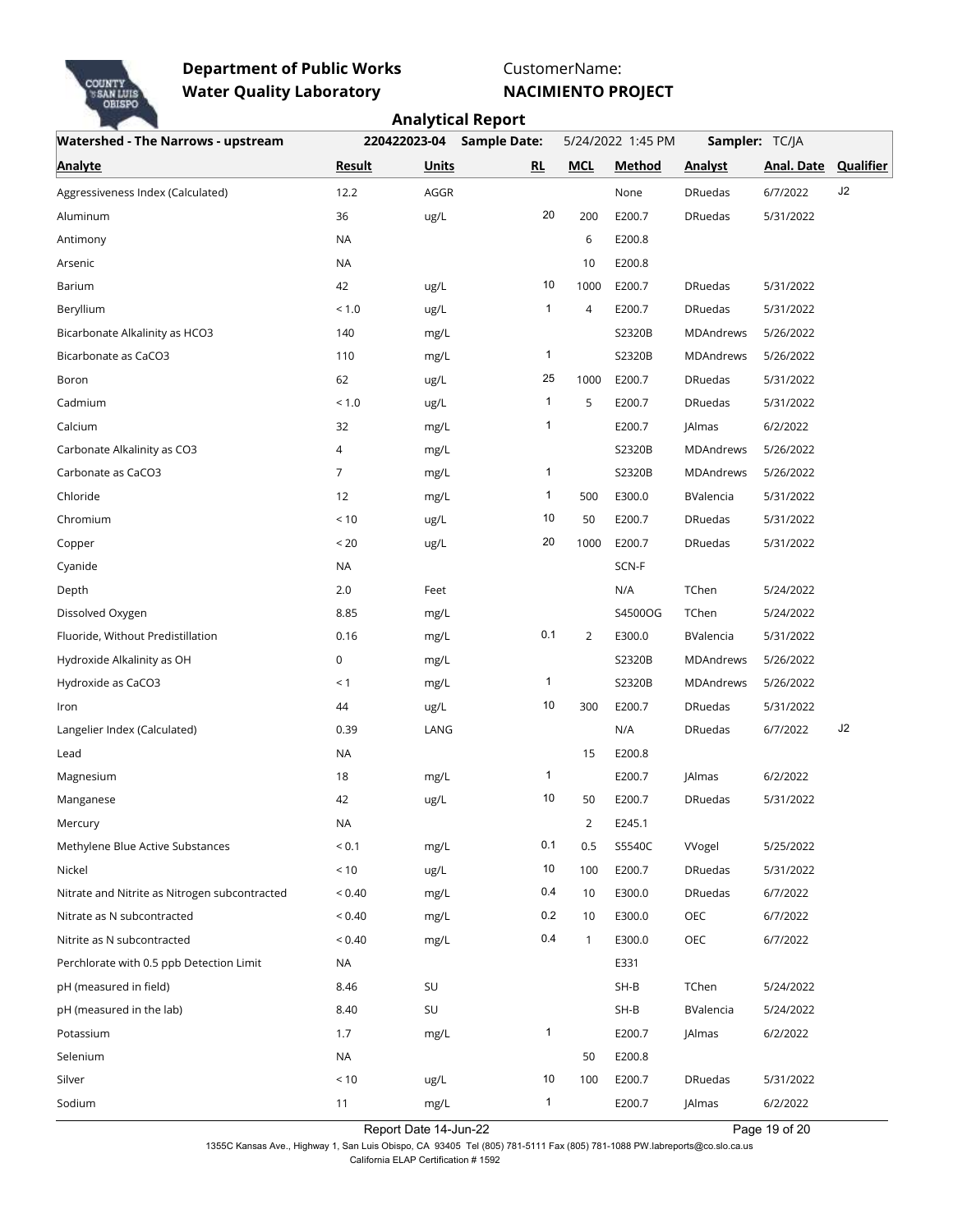**Department of Public Works**
**Water Quality Laboratory**

CustomerName:
**NACIMIENTO PROJECT**

## Analytical Report

| Watershed - The Narrows - upstream | 220422023-04 | Sample Date: | | 5/24/2022 1:45 PM | | Sampler: TC/JA | | |
|---|---|---|---|---|---|---|---|---|
| **Analyte** | **Result** | **Units** | **RL** | **MCL** | **Method** | **Analyst** | **Anal. Date** | **Qualifier** |
| Aggressiveness Index (Calculated) | 12.2 | AGGR | | | None | DRuedas | 6/7/2022 | J2 |
| Aluminum | 36 | ug/L | 20 | 200 | E200.7 | DRuedas | 5/31/2022 | |
| Antimony | NA | | | 6 | E200.8 | | | |
| Arsenic | NA | | | 10 | E200.8 | | | |
| Barium | 42 | ug/L | 10 | 1000 | E200.7 | DRuedas | 5/31/2022 | |
| Beryllium | < 1.0 | ug/L | 1 | 4 | E200.7 | DRuedas | 5/31/2022 | |
| Bicarbonate Alkalinity as HCO3 | 140 | mg/L | | | S2320B | MDAndrews | 5/26/2022 | |
| Bicarbonate as CaCO3 | 110 | mg/L | 1 | | S2320B | MDAndrews | 5/26/2022 | |
| Boron | 62 | ug/L | 25 | 1000 | E200.7 | DRuedas | 5/31/2022 | |
| Cadmium | < 1.0 | ug/L | 1 | 5 | E200.7 | DRuedas | 5/31/2022 | |
| Calcium | 32 | mg/L | 1 | | E200.7 | JAlmas | 6/2/2022 | |
| Carbonate Alkalinity as CO3 | 4 | mg/L | | | S2320B | MDAndrews | 5/26/2022 | |
| Carbonate as CaCO3 | 7 | mg/L | 1 | | S2320B | MDAndrews | 5/26/2022 | |
| Chloride | 12 | mg/L | 1 | 500 | E300.0 | BValencia | 5/31/2022 | |
| Chromium | < 10 | ug/L | 10 | 50 | E200.7 | DRuedas | 5/31/2022 | |
| Copper | < 20 | ug/L | 20 | 1000 | E200.7 | DRuedas | 5/31/2022 | |
| Cyanide | NA | | | | SCN-F | | | |
| Depth | 2.0 | Feet | | | N/A | TChen | 5/24/2022 | |
| Dissolved Oxygen | 8.85 | mg/L | | | S4500OG | TChen | 5/24/2022 | |
| Fluoride, Without Predistillation | 0.16 | mg/L | 0.1 | 2 | E300.0 | BValencia | 5/31/2022 | |
| Hydroxide Alkalinity as OH | 0 | mg/L | | | S2320B | MDAndrews | 5/26/2022 | |
| Hydroxide as CaCO3 | < 1 | mg/L | 1 | | S2320B | MDAndrews | 5/26/2022 | |
| Iron | 44 | ug/L | 10 | 300 | E200.7 | DRuedas | 5/31/2022 | |
| Langelier Index (Calculated) | 0.39 | LANG | | | N/A | DRuedas | 6/7/2022 | J2 |
| Lead | NA | | | 15 | E200.8 | | | |
| Magnesium | 18 | mg/L | 1 | | E200.7 | JAlmas | 6/2/2022 | |
| Manganese | 42 | ug/L | 10 | 50 | E200.7 | DRuedas | 5/31/2022 | |
| Mercury | NA | | | 2 | E245.1 | | | |
| Methylene Blue Active Substances | < 0.1 | mg/L | 0.1 | 0.5 | S5540C | VVogel | 5/25/2022 | |
| Nickel | < 10 | ug/L | 10 | 100 | E200.7 | DRuedas | 5/31/2022 | |
| Nitrate and Nitrite as Nitrogen subcontracted | < 0.40 | mg/L | 0.4 | 10 | E300.0 | DRuedas | 6/7/2022 | |
| Nitrate as N subcontracted | < 0.40 | mg/L | 0.2 | 10 | E300.0 | OEC | 6/7/2022 | |
| Nitrite as N subcontracted | < 0.40 | mg/L | 0.4 | 1 | E300.0 | OEC | 6/7/2022 | |
| Perchlorate with 0.5 ppb Detection Limit | NA | | | | E331 | | | |
| pH (measured in field) | 8.46 | SU | | | SH-B | TChen | 5/24/2022 | |
| pH (measured in the lab) | 8.40 | SU | | | SH-B | BValencia | 5/24/2022 | |
| Potassium | 1.7 | mg/L | 1 | | E200.7 | JAlmas | 6/2/2022 | |
| Selenium | NA | | | 50 | E200.8 | | | |
| Silver | < 10 | ug/L | 10 | 100 | E200.7 | DRuedas | 5/31/2022 | |
| Sodium | 11 | mg/L | 1 | | E200.7 | JAlmas | 6/2/2022 | |

Report Date 14-Jun-22

1355C Kansas Ave., Highway 1, San Luis Obispo, CA 93405 Tel (805) 781-5111 Fax (805) 781-1088 PW.labreports@co.slo.ca.us
California ELAP Certification # 1592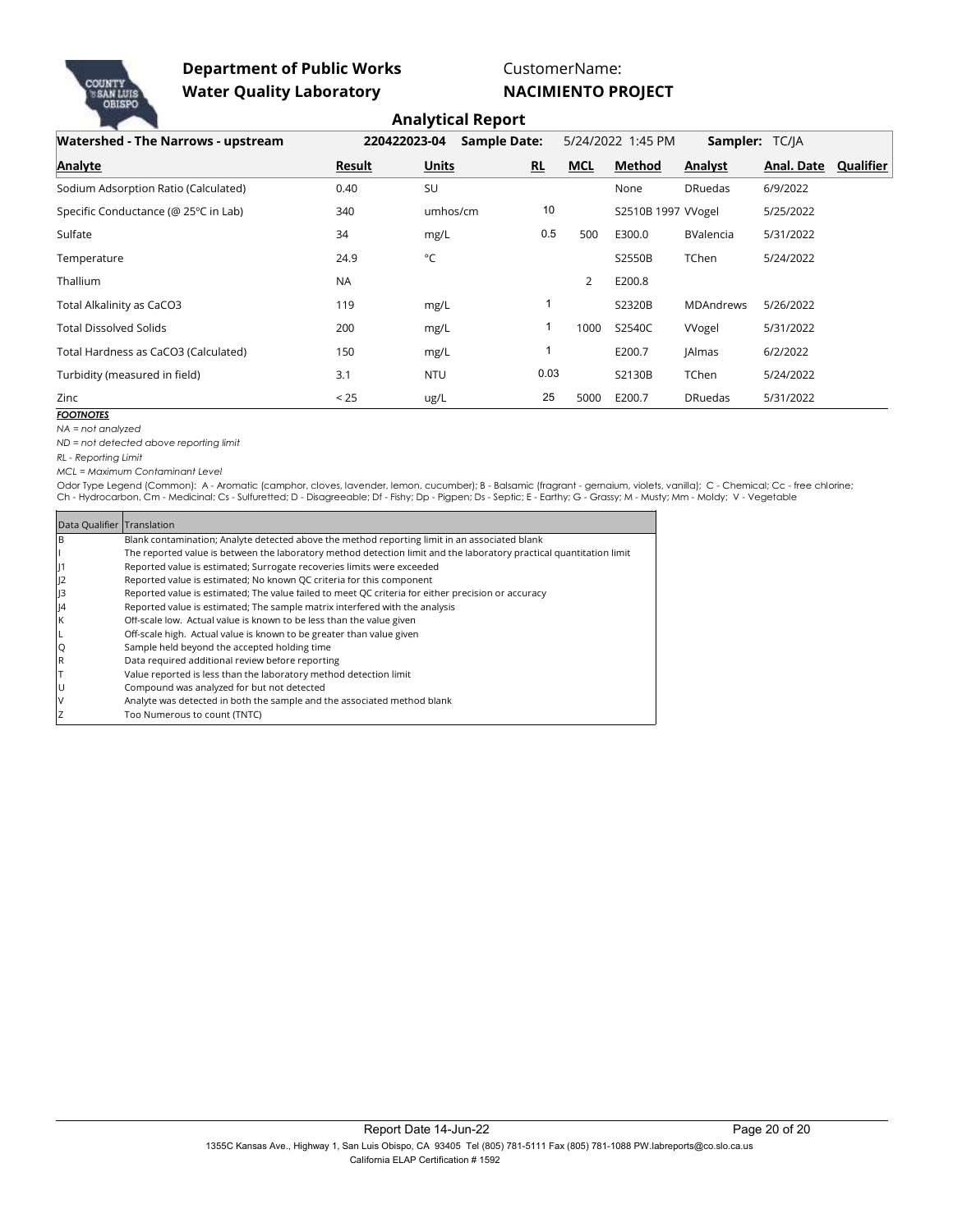**Department of Public Works**
**Water Quality Laboratory**

CustomerName:
**NACIMIENTO PROJECT**

## Analytical Report

| Watershed - The Narrows - upstream | 220422023-04 | Sample Date: | 5/24/2022 1:45 PM | | Sampler: TC/JA | | | |
|---|---|---|---|---|---|---|---|---|
| **Analyte** | **Result** | **Units** | **RL** | **MCL** | **Method** | **Analyst** | **Anal. Date** | **Qualifier** |
| Sodium Adsorption Ratio (Calculated) | 0.40 | SU | | | None | DRuedas | 6/9/2022 | |
| Specific Conductance (@ 25°C in Lab) | 340 | umhos/cm | 10 | | S2510B 1997 | VVogel | 5/25/2022 | |
| Sulfate | 34 | mg/L | 0.5 | 500 | E300.0 | BValencia | 5/31/2022 | |
| Temperature | 24.9 | °C | | | S2550B | TChen | 5/24/2022 | |
| Thallium | NA | | | 2 | E200.8 | | | |
| Total Alkalinity as CaCO3 | 119 | mg/L | 1 | | S2320B | MDAndrews | 5/26/2022 | |
| Total Dissolved Solids | 200 | mg/L | 1 | 1000 | S2540C | VVogel | 5/31/2022 | |
| Total Hardness as CaCO3 (Calculated) | 150 | mg/L | 1 | | E200.7 | JAlmas | 6/2/2022 | |
| Turbidity (measured in field) | 3.1 | NTU | 0.03 | | S2130B | TChen | 5/24/2022 | |
| Zinc | < 25 | ug/L | 25 | 5000 | E200.7 | DRuedas | 5/31/2022 | |

***FOOTNOTES***

*NA = not analyzed*

*ND = not detected above reporting limit*

*RL - Reporting Limit*

*MCL = Maximum Contaminant Level*

Odor Type Legend (Common): A - Aromatic (camphor, cloves, lavender, lemon, cucumber); B - Balsamic (fragrant - gernaium, violets, vanilla); C - Chemical; Cc - free chlorine; Ch - Hydrocarbon, Cm - Medicinal; Cs - Sulfuretted; D - Disagreeable; Df - Fishy; Dp - Pigpen; Ds - Septic; E - Earthy; G - Grassy; M - Musty; Mm - Moldy; V - Vegetable

| Data Qualifier | Translation |
|---|---|
| B | Blank contamination; Analyte detected above the method reporting limit in an associated blank |
| I | The reported value is between the laboratory method detection limit and the laboratory practical quantitation limit |
| J1 | Reported value is estimated; Surrogate recoveries limits were exceeded |
| J2 | Reported value is estimated; No known QC criteria for this component |
| J3 | Reported value is estimated; The value failed to meet QC criteria for either precision or accuracy |
| J4 | Reported value is estimated; The sample matrix interfered with the analysis |
| K | Off-scale low. Actual value is known to be less than the value given |
| L | Off-scale high. Actual value is known to be greater than value given |
| Q | Sample held beyond the accepted holding time |
| R | Data required additional review before reporting |
| T | Value reported is less than the laboratory method detection limit |
| U | Compound was analyzed for but not detected |
| V | Analyte was detected in both the sample and the associated method blank |
| Z | Too Numerous to count (TNTC) |

Report Date 14-Jun-22

1355C Kansas Ave., Highway 1, San Luis Obispo, CA 93405 Tel (805) 781-5111 Fax (805) 781-1088 PW.labreports@co.slo.ca.us
California ELAP Certification # 1592